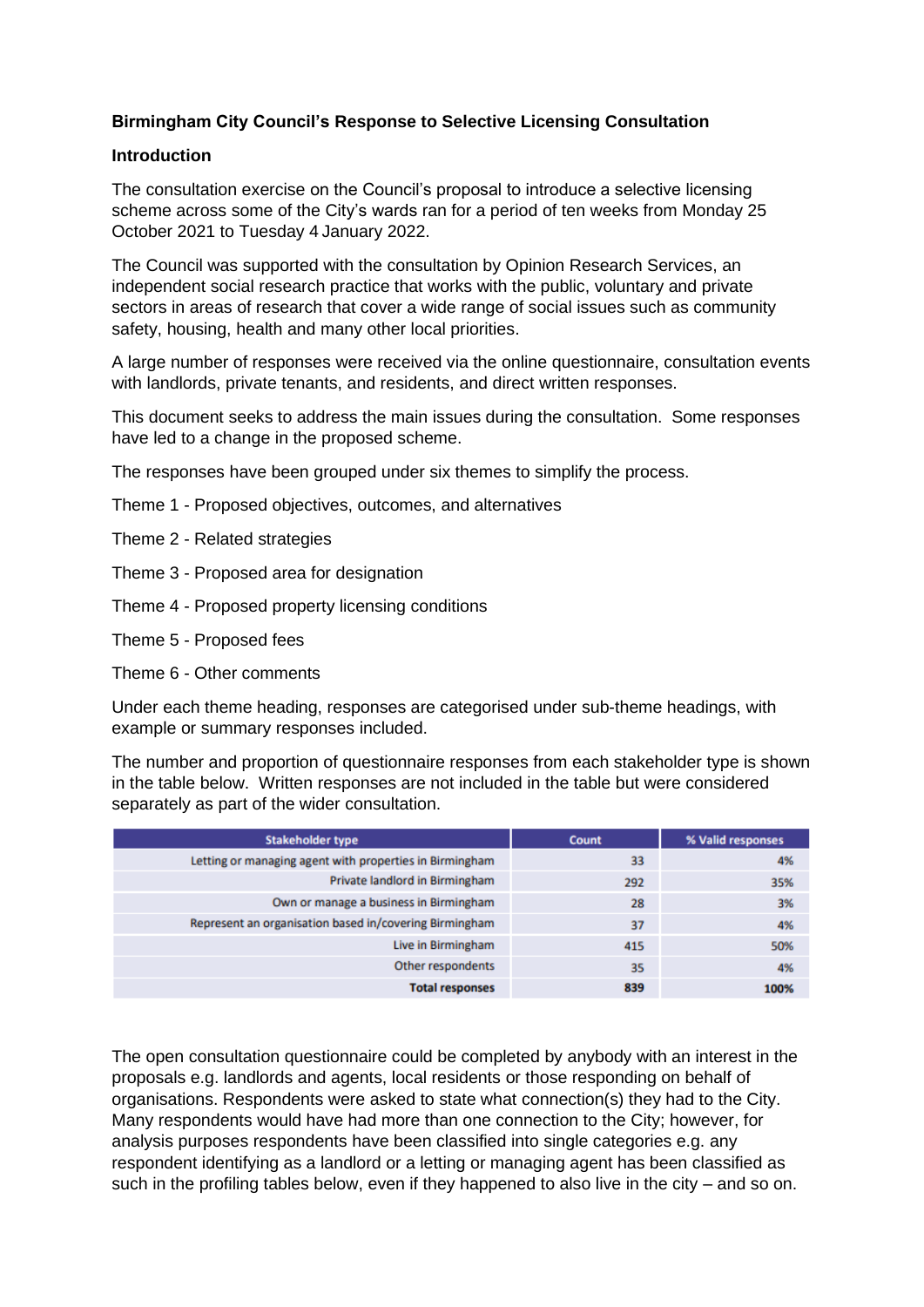**Birmingham City Council's Response to Selective Licensing Consultation**

**Introduction**

The consultation exercise on the Council's proposal to introduce a selective licensing scheme across some of the City's wards ran for a period of ten weeks from Monday 25 October 2021 to Tuesday 4 January 2022.

The Council was supported with the consultation by Opinion Research Services, an independent social research practice that works with the public, voluntary and private sectors in areas of research that cover a wide range of social issues such as community safety, housing, health and many other local priorities.

A large number of responses were received via the online questionnaire, consultation events with landlords, private tenants, and residents, and direct written responses.

This document seeks to address the main issues during the consultation. Some responses have led to a change in the proposed scheme.

The responses have been grouped under six themes to simplify the process.

Theme 1 - Proposed objectives, outcomes, and alternatives

Theme 2 - Related strategies

Theme 3 - Proposed area for designation

Theme 4 - Proposed property licensing conditions

Theme 5 - Proposed fees

Theme 6 - Other comments

Under each theme heading, responses are categorised under sub-theme headings, with example or summary responses included.

The number and proportion of questionnaire responses from each stakeholder type is shown in the table below. Written responses are not included in the table but were considered separately as part of the wider consultation.

| Stakeholder type | Count | % Valid responses |
|---|---|---|
| Letting or managing agent with properties in Birmingham | 33 | 4% |
| Private landlord in Birmingham | 292 | 35% |
| Own or manage a business in Birmingham | 28 | 3% |
| Represent an organisation based in/covering Birmingham | 37 | 4% |
| Live in Birmingham | 415 | 50% |
| Other respondents | 35 | 4% |
| **Total responses** | **839** | **100%** |

The open consultation questionnaire could be completed by anybody with an interest in the proposals e.g. landlords and agents, local residents or those responding on behalf of organisations. Respondents were asked to state what connection(s) they had to the City. Many respondents would have had more than one connection to the City; however, for analysis purposes respondents have been classified into single categories e.g. any respondent identifying as a landlord or a letting or managing agent has been classified as such in the profiling tables below, even if they happened to also live in the city – and so on.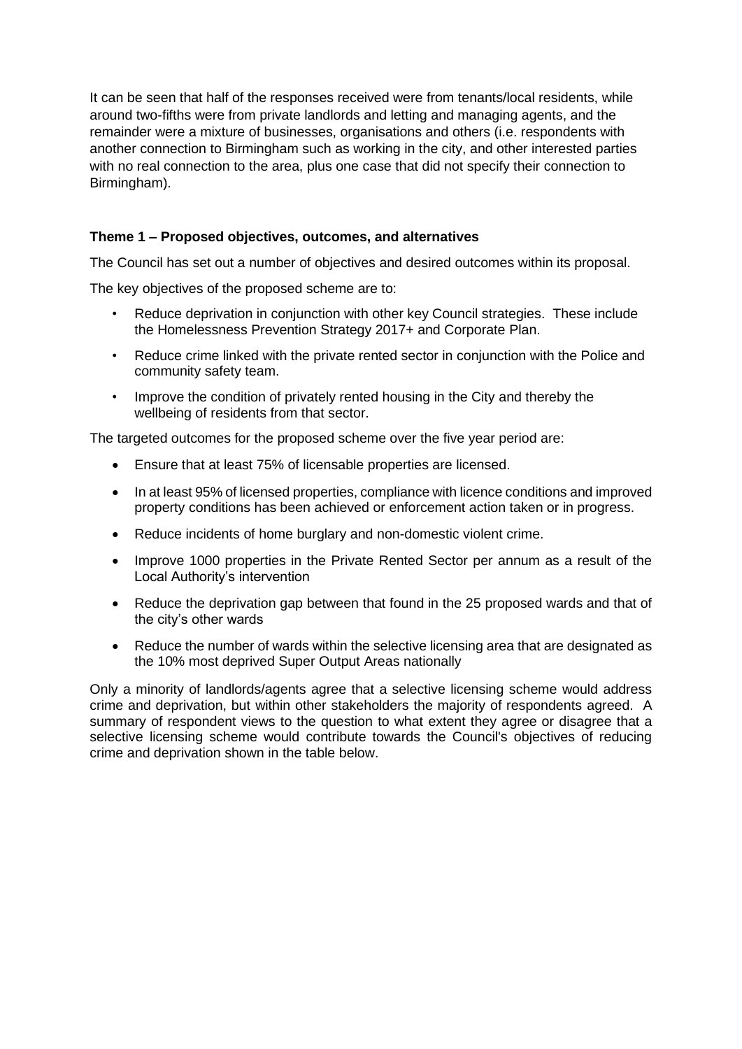It can be seen that half of the responses received were from tenants/local residents, while around two-fifths were from private landlords and letting and managing agents, and the remainder were a mixture of businesses, organisations and others (i.e. respondents with another connection to Birmingham such as working in the city, and other interested parties with no real connection to the area, plus one case that did not specify their connection to Birmingham).

**Theme 1 – Proposed objectives, outcomes, and alternatives**

The Council has set out a number of objectives and desired outcomes within its proposal.

The key objectives of the proposed scheme are to:

- Reduce deprivation in conjunction with other key Council strategies. These include the Homelessness Prevention Strategy 2017+ and Corporate Plan.
- Reduce crime linked with the private rented sector in conjunction with the Police and community safety team.
- Improve the condition of privately rented housing in the City and thereby the wellbeing of residents from that sector.

The targeted outcomes for the proposed scheme over the five year period are:

- Ensure that at least 75% of licensable properties are licensed.
- In at least 95% of licensed properties, compliance with licence conditions and improved property conditions has been achieved or enforcement action taken or in progress.
- Reduce incidents of home burglary and non-domestic violent crime.
- Improve 1000 properties in the Private Rented Sector per annum as a result of the Local Authority's intervention
- Reduce the deprivation gap between that found in the 25 proposed wards and that of the city's other wards
- Reduce the number of wards within the selective licensing area that are designated as the 10% most deprived Super Output Areas nationally

Only a minority of landlords/agents agree that a selective licensing scheme would address crime and deprivation, but within other stakeholders the majority of respondents agreed. A summary of respondent views to the question to what extent they agree or disagree that a selective licensing scheme would contribute towards the Council's objectives of reducing crime and deprivation shown in the table below.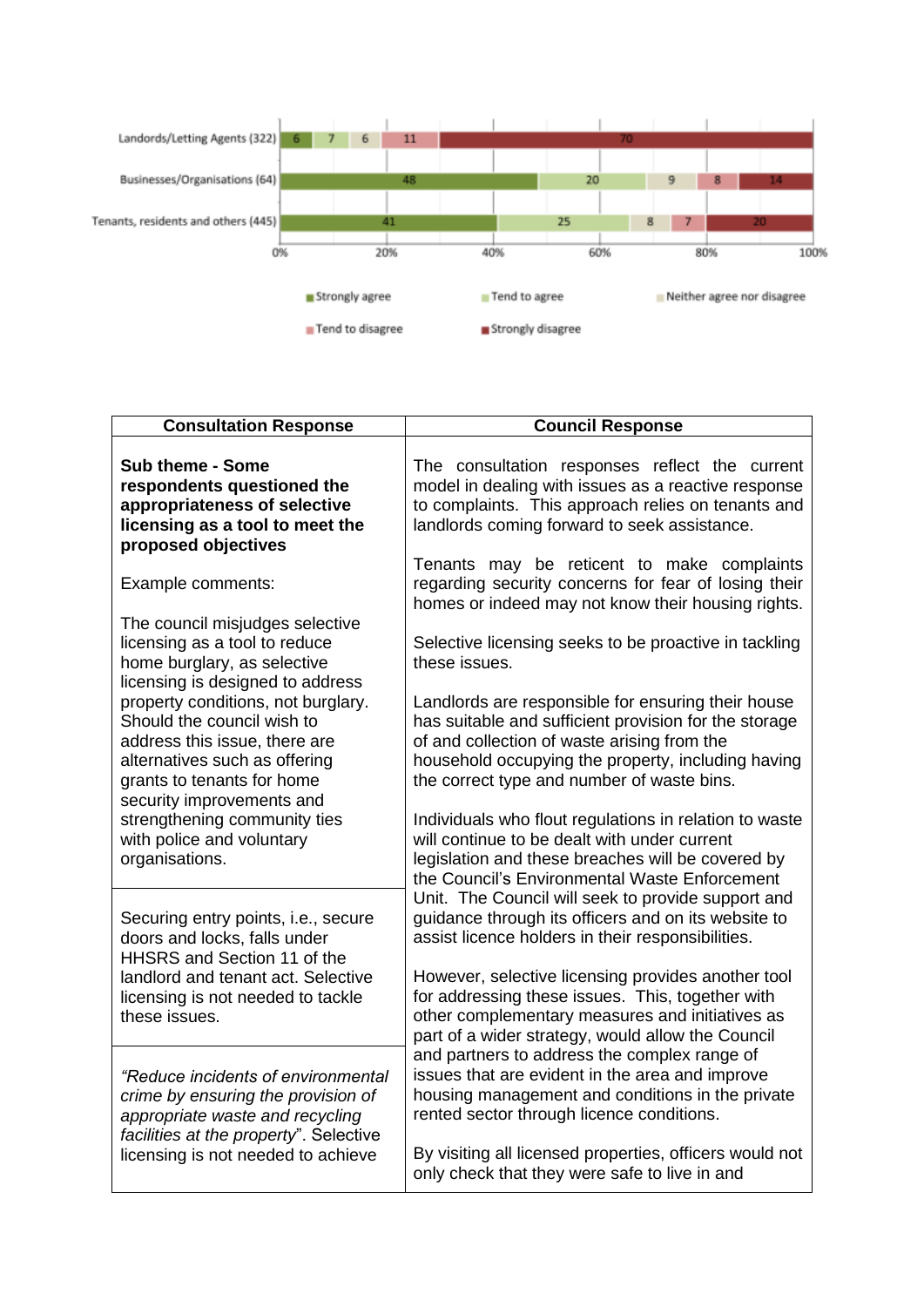| | Strongly agree | Tend to agree | Neither agree nor disagree | Tend to disagree | Strongly disagree |
|---|---|---|---|---|---|
| Landords/Letting Agents (322) | 6 | 7 | 6 | 11 | 70 |
| Businesses/Organisations (64) | 48 | 20 | 9 | 8 | 14 |
| Tenants, residents and others (445) | 41 | 25 | 8 | 7 | 20 |

| Consultation Response | Council Response |
|---|---|
| **Sub theme - Some respondents questioned the appropriateness of selective licensing as a tool to meet the proposed objectives**<br><br>Example comments:<br><br>The council misjudges selective licensing as a tool to reduce home burglary, as selective licensing is designed to address property conditions, not burglary. Should the council wish to address this issue, there are alternatives such as offering grants to tenants for home security improvements and strengthening community ties with police and voluntary organisations.<br><br>Securing entry points, i.e., secure doors and locks, falls under HHSRS and Section 11 of the landlord and tenant act. Selective licensing is not needed to tackle these issues.<br><br>*"Reduce incidents of environmental crime by ensuring the provision of appropriate waste and recycling facilities at the property"*. Selective licensing is not needed to achieve | The consultation responses reflect the current model in dealing with issues as a reactive response to complaints. This approach relies on tenants and landlords coming forward to seek assistance.<br><br>Tenants may be reticent to make complaints regarding security concerns for fear of losing their homes or indeed may not know their housing rights.<br><br>Selective licensing seeks to be proactive in tackling these issues.<br><br>Landlords are responsible for ensuring their house has suitable and sufficient provision for the storage of and collection of waste arising from the household occupying the property, including having the correct type and number of waste bins.<br><br>Individuals who flout regulations in relation to waste will continue to be dealt with under current legislation and these breaches will be covered by the Council's Environmental Waste Enforcement Unit. The Council will seek to provide support and guidance through its officers and on its website to assist licence holders in their responsibilities.<br><br>However, selective licensing provides another tool for addressing these issues. This, together with other complementary measures and initiatives as part of a wider strategy, would allow the Council and partners to address the complex range of issues that are evident in the area and improve housing management and conditions in the private rented sector through licence conditions.<br><br>By visiting all licensed properties, officers would not only check that they were safe to live in and |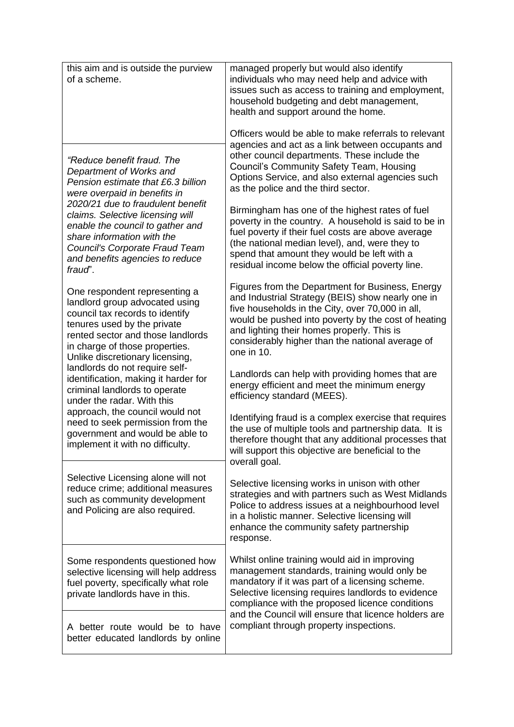| | |
|---|---|
| this aim and is outside the purview of a scheme. | managed properly but would also identify individuals who may need help and advice with issues such as access to training and employment, household budgeting and debt management, health and support around the home.<br><br>Officers would be able to make referrals to relevant agencies and act as a link between occupants and other council departments. These include the Council's Community Safety Team, Housing Options Service, and also external agencies such as the police and the third sector. |
| *"Reduce benefit fraud. The Department of Works and Pension estimate that £6.3 billion were overpaid in benefits in 2020/21 due to fraudulent benefit claims. Selective licensing will enable the council to gather and share information with the Council's Corporate Fraud Team and benefits agencies to reduce fraud*".<br><br>One respondent representing a landlord group advocated using council tax records to identify tenures used by the private rented sector and those landlords in charge of those properties. Unlike discretionary licensing, landlords do not require self-identification, making it harder for criminal landlords to operate under the radar. With this approach, the council would not need to seek permission from the government and would be able to implement it with no difficulty. | Birmingham has one of the highest rates of fuel poverty in the country. A household is said to be in fuel poverty if their fuel costs are above average (the national median level), and, were they to spend that amount they would be left with a residual income below the official poverty line.<br><br>Figures from the Department for Business, Energy and Industrial Strategy (BEIS) show nearly one in five households in the City, over 70,000 in all, would be pushed into poverty by the cost of heating and lighting their homes properly. This is considerably higher than the national average of one in 10.<br><br>Landlords can help with providing homes that are energy efficient and meet the minimum energy efficiency standard (MEES).<br><br>Identifying fraud is a complex exercise that requires the use of multiple tools and partnership data. It is therefore thought that any additional processes that will support this objective are beneficial to the overall goal. |
| Selective Licensing alone will not reduce crime; additional measures such as community development and Policing are also required. | Selective licensing works in unison with other strategies and with partners such as West Midlands Police to address issues at a neighbourhood level in a holistic manner. Selective licensing will enhance the community safety partnership response. |
| Some respondents questioned how selective licensing will help address fuel poverty, specifically what role private landlords have in this. | Whilst online training would aid in improving management standards, training would only be mandatory if it was part of a licensing scheme. Selective licensing requires landlords to evidence compliance with the proposed licence conditions and the Council will ensure that licence holders are compliant through property inspections. |
| A better route would be to have better educated landlords by online | |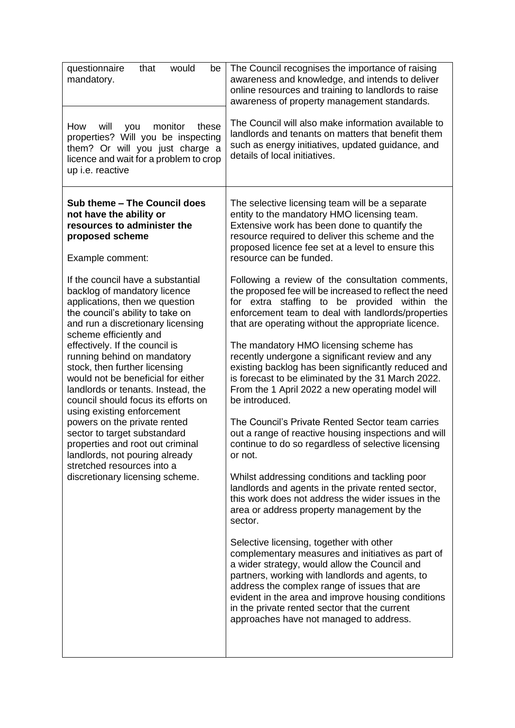| | |
|---|---|
| questionnaire that would be mandatory. | The Council recognises the importance of raising awareness and knowledge, and intends to deliver online resources and training to landlords to raise awareness of property management standards. |
| How will you monitor these properties? Will you be inspecting them? Or will you just charge a licence and wait for a problem to crop up i.e. reactive | The Council will also make information available to landlords and tenants on matters that benefit them such as energy initiatives, updated guidance, and details of local initiatives. |
| **Sub theme – The Council does not have the ability or resources to administer the proposed scheme**<br><br>Example comment:<br><br>If the council have a substantial backlog of mandatory licence applications, then we question the council's ability to take on and run a discretionary licensing scheme efficiently and effectively. If the council is running behind on mandatory stock, then further licensing would not be beneficial for either landlords or tenants. Instead, the council should focus its efforts on using existing enforcement powers on the private rented sector to target substandard properties and root out criminal landlords, not pouring already stretched resources into a discretionary licensing scheme. | The selective licensing team will be a separate entity to the mandatory HMO licensing team. Extensive work has been done to quantify the resource required to deliver this scheme and the proposed licence fee set at a level to ensure this resource can be funded.<br><br>Following a review of the consultation comments, the proposed fee will be increased to reflect the need for extra staffing to be provided within the enforcement team to deal with landlords/properties that are operating without the appropriate licence.<br><br>The mandatory HMO licensing scheme has recently undergone a significant review and any existing backlog has been significantly reduced and is forecast to be eliminated by the 31 March 2022. From the 1 April 2022 a new operating model will be introduced.<br><br>The Council's Private Rented Sector team carries out a range of reactive housing inspections and will continue to do so regardless of selective licensing or not.<br><br>Whilst addressing conditions and tackling poor landlords and agents in the private rented sector, this work does not address the wider issues in the area or address property management by the sector.<br><br>Selective licensing, together with other complementary measures and initiatives as part of a wider strategy, would allow the Council and partners, working with landlords and agents, to address the complex range of issues that are evident in the area and improve housing conditions in the private rented sector that the current approaches have not managed to address. |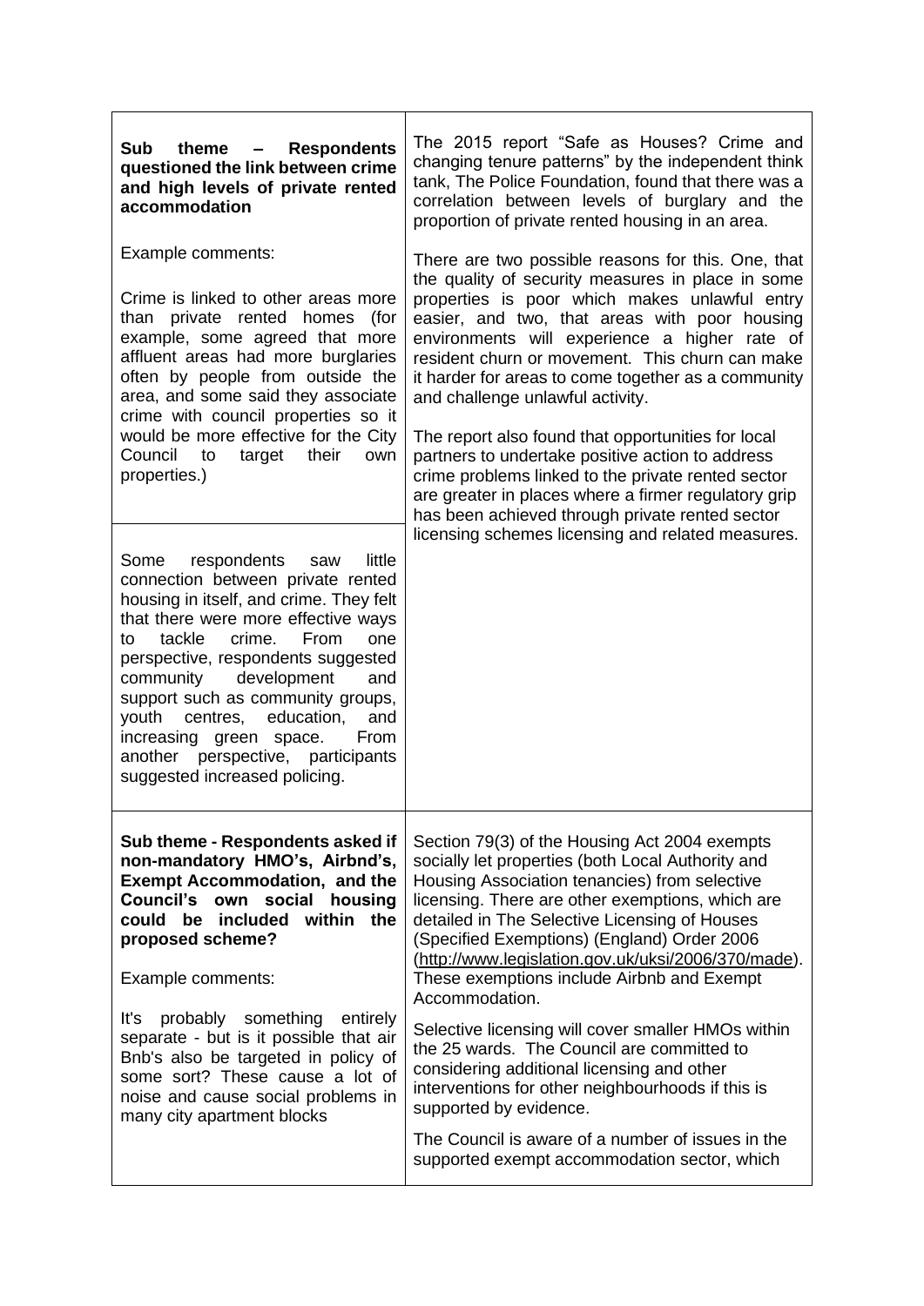| | |
|---|---|
| **Sub theme – Respondents questioned the link between crime and high levels of private rented accommodation**<br><br>Example comments:<br><br>Crime is linked to other areas more than private rented homes (for example, some agreed that more affluent areas had more burglaries often by people from outside the area, and some said they associate crime with council properties so it would be more effective for the City Council to target their own properties.)<br><br>Some respondents saw little connection between private rented housing in itself, and crime. They felt that there were more effective ways to tackle crime. From one perspective, respondents suggested community development and support such as community groups, youth centres, education, and increasing green space. From another perspective, participants suggested increased policing. | The 2015 report "Safe as Houses? Crime and changing tenure patterns" by the independent think tank, The Police Foundation, found that there was a correlation between levels of burglary and the proportion of private rented housing in an area.<br><br>There are two possible reasons for this. One, that the quality of security measures in place in some properties is poor which makes unlawful entry easier, and two, that areas with poor housing environments will experience a higher rate of resident churn or movement. This churn can make it harder for areas to come together as a community and challenge unlawful activity.<br><br>The report also found that opportunities for local partners to undertake positive action to address crime problems linked to the private rented sector are greater in places where a firmer regulatory grip has been achieved through private rented sector licensing schemes licensing and related measures. |
| **Sub theme - Respondents asked if non-mandatory HMO's, Airbnd's, Exempt Accommodation, and the Council's own social housing could be included within the proposed scheme?**<br><br>Example comments:<br><br>It's probably something entirely separate - but is it possible that air Bnb's also be targeted in policy of some sort? These cause a lot of noise and cause social problems in many city apartment blocks | Section 79(3) of the Housing Act 2004 exempts socially let properties (both Local Authority and Housing Association tenancies) from selective licensing. There are other exemptions, which are detailed in The Selective Licensing of Houses (Specified Exemptions) (England) Order 2006 (http://www.legislation.gov.uk/uksi/2006/370/made). These exemptions include Airbnb and Exempt Accommodation.<br><br>Selective licensing will cover smaller HMOs within the 25 wards. The Council are committed to considering additional licensing and other interventions for other neighbourhoods if this is supported by evidence.<br><br>The Council is aware of a number of issues in the supported exempt accommodation sector, which |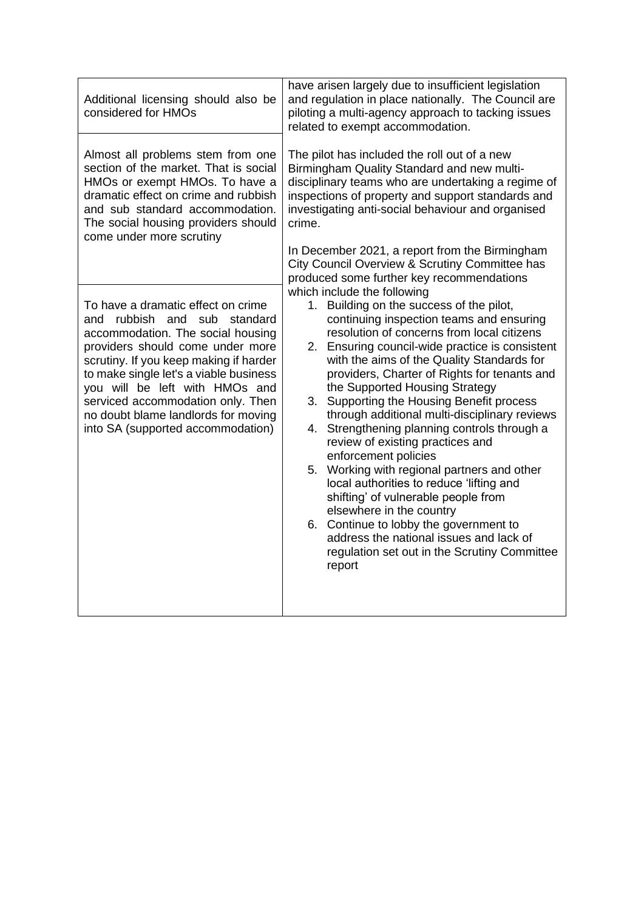| | |
|---|---|
| Additional licensing should also be considered for HMOs | have arisen largely due to insufficient legislation and regulation in place nationally. The Council are piloting a multi-agency approach to tacking issues related to exempt accommodation. |
| Almost all problems stem from one section of the market. That is social HMOs or exempt HMOs. To have a dramatic effect on crime and rubbish and sub standard accommodation. The social housing providers should come under more scrutiny | The pilot has included the roll out of a new Birmingham Quality Standard and new multi-disciplinary teams who are undertaking a regime of inspections of property and support standards and investigating anti-social behaviour and organised crime.<br><br>In December 2021, a report from the Birmingham City Council Overview & Scrutiny Committee has produced some further key recommendations which include the following<br>1. Building on the success of the pilot, continuing inspection teams and ensuring resolution of concerns from local citizens<br>2. Ensuring council-wide practice is consistent with the aims of the Quality Standards for providers, Charter of Rights for tenants and the Supported Housing Strategy<br>3. Supporting the Housing Benefit process through additional multi-disciplinary reviews<br>4. Strengthening planning controls through a review of existing practices and enforcement policies<br>5. Working with regional partners and other local authorities to reduce 'lifting and shifting' of vulnerable people from elsewhere in the country<br>6. Continue to lobby the government to address the national issues and lack of regulation set out in the Scrutiny Committee report |
| To have a dramatic effect on crime and rubbish and sub standard accommodation. The social housing providers should come under more scrutiny. If you keep making if harder to make single let's a viable business you will be left with HMOs and serviced accommodation only. Then no doubt blame landlords for moving into SA (supported accommodation) | |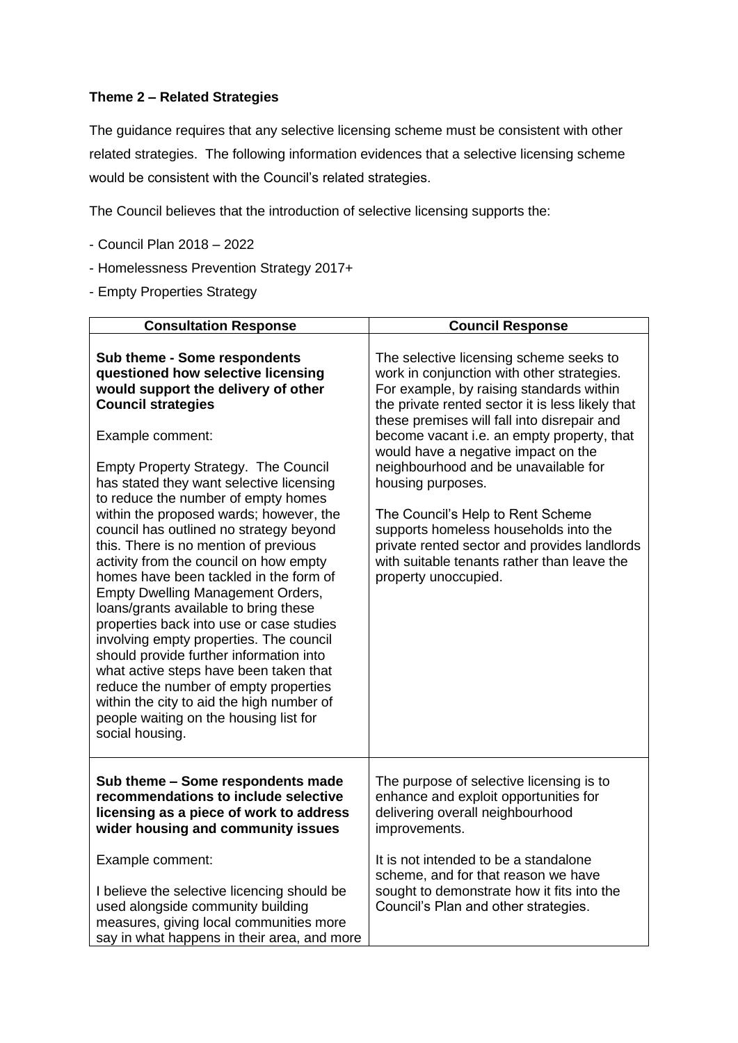**Theme 2 – Related Strategies**

The guidance requires that any selective licensing scheme must be consistent with other related strategies. The following information evidences that a selective licensing scheme would be consistent with the Council's related strategies.

The Council believes that the introduction of selective licensing supports the:

- Council Plan 2018 – 2022
- Homelessness Prevention Strategy 2017+
- Empty Properties Strategy

| Consultation Response | Council Response |
|---|---|
| **Sub theme - Some respondents questioned how selective licensing would support the delivery of other Council strategies**<br><br>Example comment:<br><br>Empty Property Strategy. The Council has stated they want selective licensing to reduce the number of empty homes within the proposed wards; however, the council has outlined no strategy beyond this. There is no mention of previous activity from the council on how empty homes have been tackled in the form of Empty Dwelling Management Orders, loans/grants available to bring these properties back into use or case studies involving empty properties. The council should provide further information into what active steps have been taken that reduce the number of empty properties within the city to aid the high number of people waiting on the housing list for social housing. | The selective licensing scheme seeks to work in conjunction with other strategies. For example, by raising standards within the private rented sector it is less likely that these premises will fall into disrepair and become vacant i.e. an empty property, that would have a negative impact on the neighbourhood and be unavailable for housing purposes.<br><br>The Council's Help to Rent Scheme supports homeless households into the private rented sector and provides landlords with suitable tenants rather than leave the property unoccupied. |
| **Sub theme – Some respondents made recommendations to include selective licensing as a piece of work to address wider housing and community issues**<br><br>Example comment:<br><br>I believe the selective licencing should be used alongside community building measures, giving local communities more say in what happens in their area, and more | The purpose of selective licensing is to enhance and exploit opportunities for delivering overall neighbourhood improvements.<br><br>It is not intended to be a standalone scheme, and for that reason we have sought to demonstrate how it fits into the Council's Plan and other strategies. |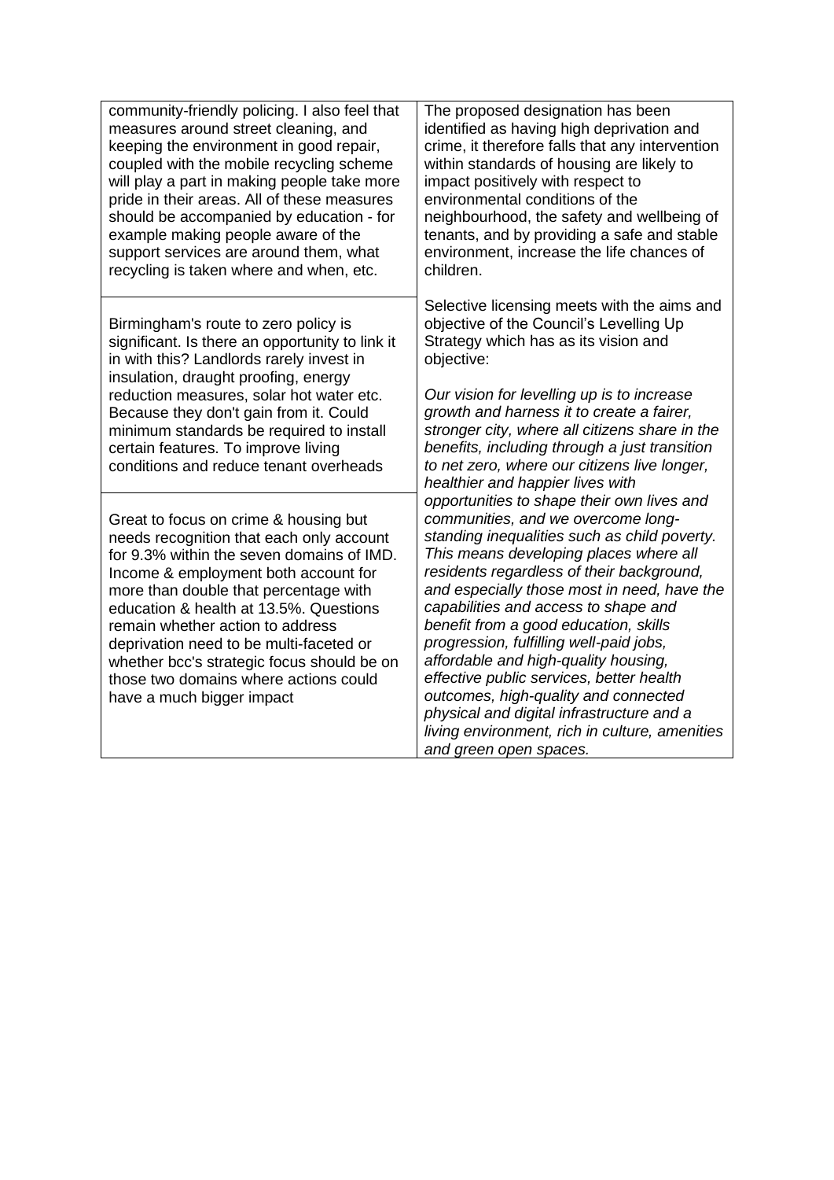| | |
|---|---|
| community-friendly policing. I also feel that measures around street cleaning, and keeping the environment in good repair, coupled with the mobile recycling scheme will play a part in making people take more pride in their areas. All of these measures should be accompanied by education - for example making people aware of the support services are around them, what recycling is taken where and when, etc. | The proposed designation has been identified as having high deprivation and crime, it therefore falls that any intervention within standards of housing are likely to impact positively with respect to environmental conditions of the neighbourhood, the safety and wellbeing of tenants, and by providing a safe and stable environment, increase the life chances of children.<br><br>Selective licensing meets with the aims and objective of the Council's Levelling Up Strategy which has as its vision and objective:<br><br>*Our vision for levelling up is to increase growth and harness it to create a fairer, stronger city, where all citizens share in the benefits, including through a just transition to net zero, where our citizens live longer, healthier and happier lives with opportunities to shape their own lives and communities, and we overcome long-standing inequalities such as child poverty. This means developing places where all residents regardless of their background, and especially those most in need, have the capabilities and access to shape and benefit from a good education, skills progression, fulfilling well-paid jobs, affordable and high-quality housing, effective public services, better health outcomes, high-quality and connected physical and digital infrastructure and a living environment, rich in culture, amenities and green open spaces.* |
| Birmingham's route to zero policy is significant. Is there an opportunity to link it in with this? Landlords rarely invest in insulation, draught proofing, energy reduction measures, solar hot water etc. Because they don't gain from it. Could minimum standards be required to install certain features. To improve living conditions and reduce tenant overheads | |
| Great to focus on crime & housing but needs recognition that each only account for 9.3% within the seven domains of IMD. Income & employment both account for more than double that percentage with education & health at 13.5%. Questions remain whether action to address deprivation need to be multi-faceted or whether bcc's strategic focus should be on those two domains where actions could have a much bigger impact | |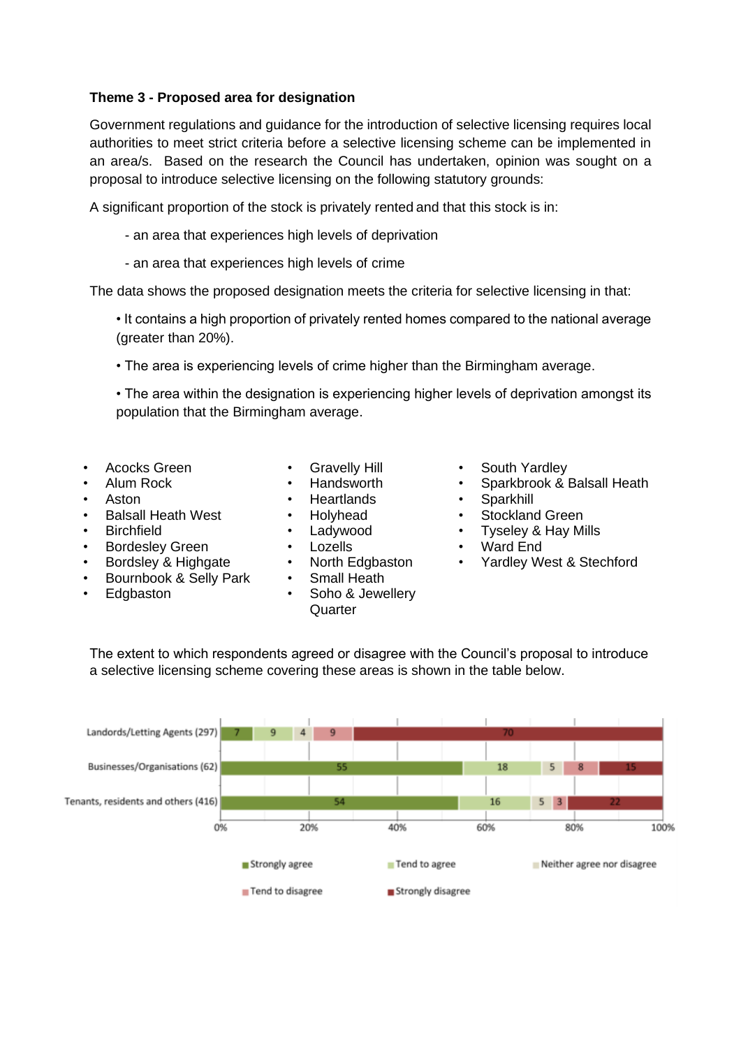**Theme 3 - Proposed area for designation**

Government regulations and guidance for the introduction of selective licensing requires local authorities to meet strict criteria before a selective licensing scheme can be implemented in an area/s. Based on the research the Council has undertaken, opinion was sought on a proposal to introduce selective licensing on the following statutory grounds:

A significant proportion of the stock is privately rented and that this stock is in:

- an area that experiences high levels of deprivation
- an area that experiences high levels of crime

The data shows the proposed designation meets the criteria for selective licensing in that:

- It contains a high proportion of privately rented homes compared to the national average (greater than 20%).
- The area is experiencing levels of crime higher than the Birmingham average.
- The area within the designation is experiencing higher levels of deprivation amongst its population that the Birmingham average.

- Acocks Green
- Alum Rock
- Aston
- Balsall Heath West
- Birchfield
- Bordesley Green
- Bordsley & Highgate
- Bournbook & Selly Park
- Edgbaston
- Gravelly Hill
- Handsworth
- Heartlands
- Holyhead
- Ladywood
- Lozells
- North Edgbaston
- Small Heath
- Soho & Jewellery Quarter
- South Yardley
- Sparkbrook & Balsall Heath
- Sparkhill
- Stockland Green
- Tyseley & Hay Mills
- Ward End
- Yardley West & Stechford

The extent to which respondents agreed or disagree with the Council's proposal to introduce a selective licensing scheme covering these areas is shown in the table below.

| | Strongly agree | Tend to agree | Neither agree nor disagree | Tend to disagree | Strongly disagree |
|---|---|---|---|---|---|
| Landords/Letting Agents (297) | 7 | 9 | 4 | 9 | 70 |
| Businesses/Organisations (62) | 55 | 18 | 5 | 8 | 15 |
| Tenants, residents and others (416) | 54 | 16 | 5 | 3 | 22 |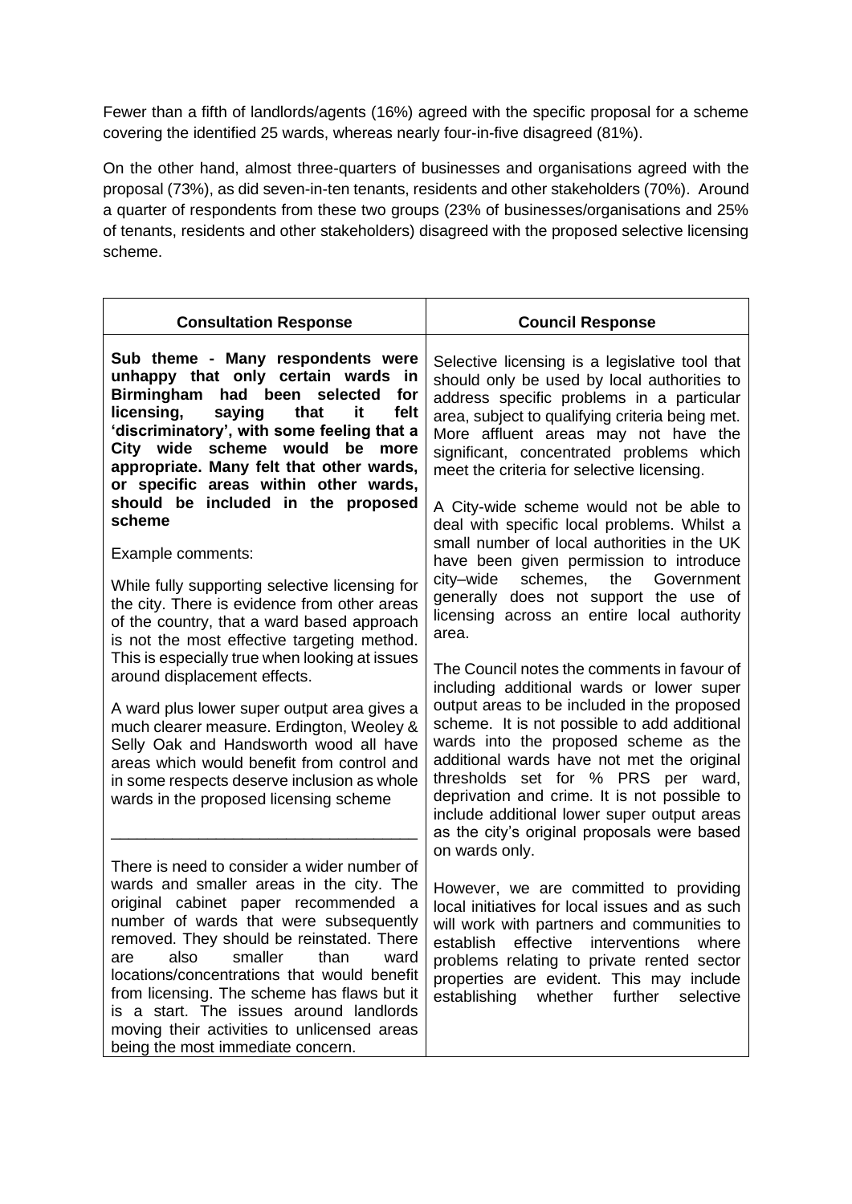Fewer than a fifth of landlords/agents (16%) agreed with the specific proposal for a scheme covering the identified 25 wards, whereas nearly four-in-five disagreed (81%).

On the other hand, almost three-quarters of businesses and organisations agreed with the proposal (73%), as did seven-in-ten tenants, residents and other stakeholders (70%). Around a quarter of respondents from these two groups (23% of businesses/organisations and 25% of tenants, residents and other stakeholders) disagreed with the proposed selective licensing scheme.

| Consultation Response | Council Response |
|---|---|
| **Sub theme - Many respondents were unhappy that only certain wards in Birmingham had been selected for licensing, saying that it felt 'discriminatory', with some feeling that a City wide scheme would be more appropriate. Many felt that other wards, or specific areas within other wards, should be included in the proposed scheme**<br><br>Example comments:<br><br>While fully supporting selective licensing for the city. There is evidence from other areas of the country, that a ward based approach is not the most effective targeting method. This is especially true when looking at issues around displacement effects.<br><br>A ward plus lower super output area gives a much clearer measure. Erdington, Weoley & Selly Oak and Handsworth wood all have areas which would benefit from control and in some respects deserve inclusion as whole wards in the proposed licensing scheme<br><br>___________________________________<br><br>There is need to consider a wider number of wards and smaller areas in the city. The original cabinet paper recommended a number of wards that were subsequently removed. They should be reinstated. There are also smaller than ward locations/concentrations that would benefit from licensing. The scheme has flaws but it is a start. The issues around landlords moving their activities to unlicensed areas being the most immediate concern. | Selective licensing is a legislative tool that should only be used by local authorities to address specific problems in a particular area, subject to qualifying criteria being met. More affluent areas may not have the significant, concentrated problems which meet the criteria for selective licensing.<br><br>A City-wide scheme would not be able to deal with specific local problems. Whilst a small number of local authorities in the UK have been given permission to introduce city–wide schemes, the Government generally does not support the use of licensing across an entire local authority area.<br><br>The Council notes the comments in favour of including additional wards or lower super output areas to be included in the proposed scheme. It is not possible to add additional wards into the proposed scheme as the additional wards have not met the original thresholds set for % PRS per ward, deprivation and crime. It is not possible to include additional lower super output areas as the city's original proposals were based on wards only.<br><br>However, we are committed to providing local initiatives for local issues and as such will work with partners and communities to establish effective interventions where problems relating to private rented sector properties are evident. This may include establishing whether further selective |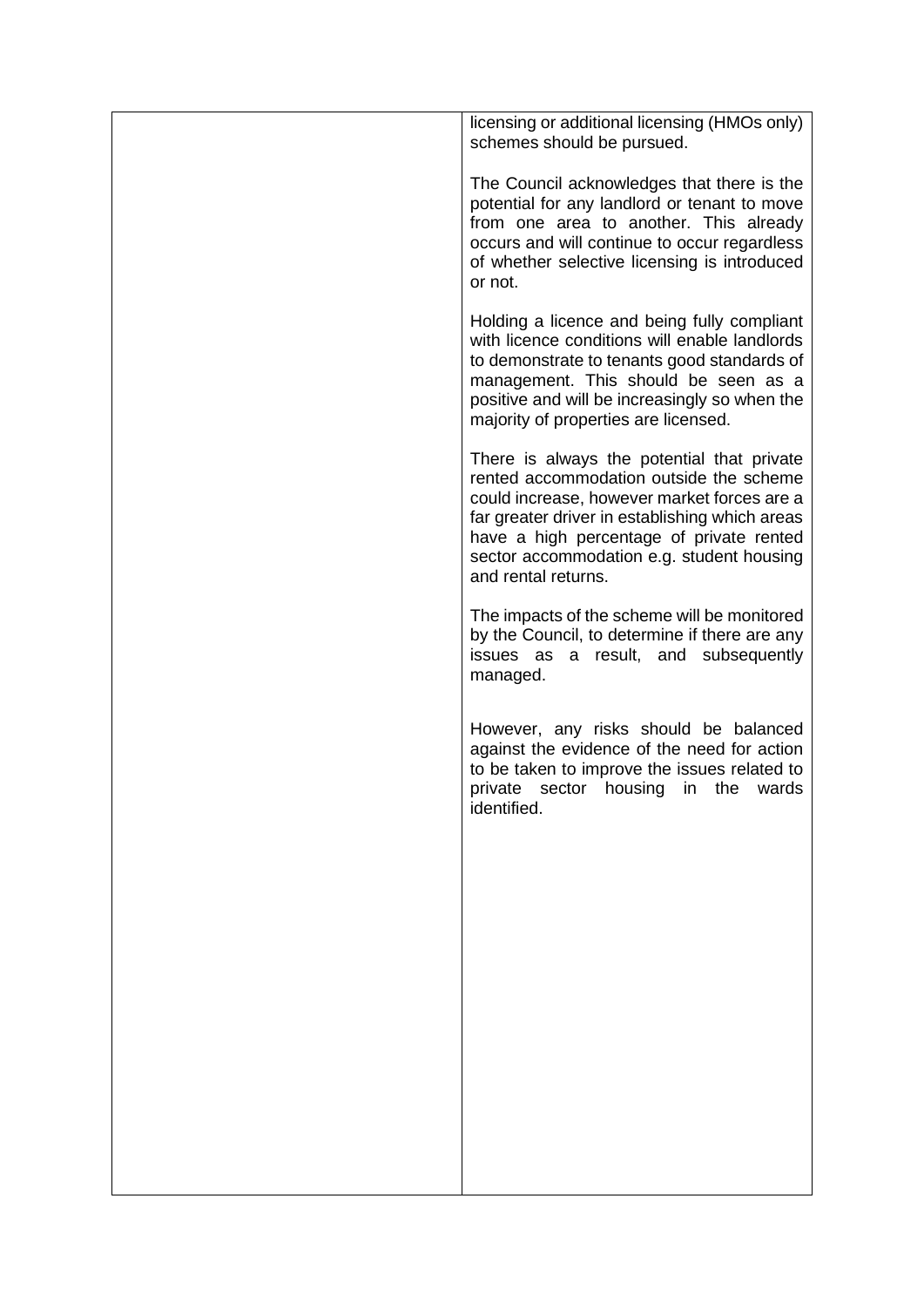| | |
|---|---|
| | licensing or additional licensing (HMOs only) schemes should be pursued.<br><br>The Council acknowledges that there is the potential for any landlord or tenant to move from one area to another. This already occurs and will continue to occur regardless of whether selective licensing is introduced or not.<br><br>Holding a licence and being fully compliant with licence conditions will enable landlords to demonstrate to tenants good standards of management. This should be seen as a positive and will be increasingly so when the majority of properties are licensed.<br><br>There is always the potential that private rented accommodation outside the scheme could increase, however market forces are a far greater driver in establishing which areas have a high percentage of private rented sector accommodation e.g. student housing and rental returns.<br><br>The impacts of the scheme will be monitored by the Council, to determine if there are any issues as a result, and subsequently managed.<br><br>However, any risks should be balanced against the evidence of the need for action to be taken to improve the issues related to private sector housing in the wards identified. |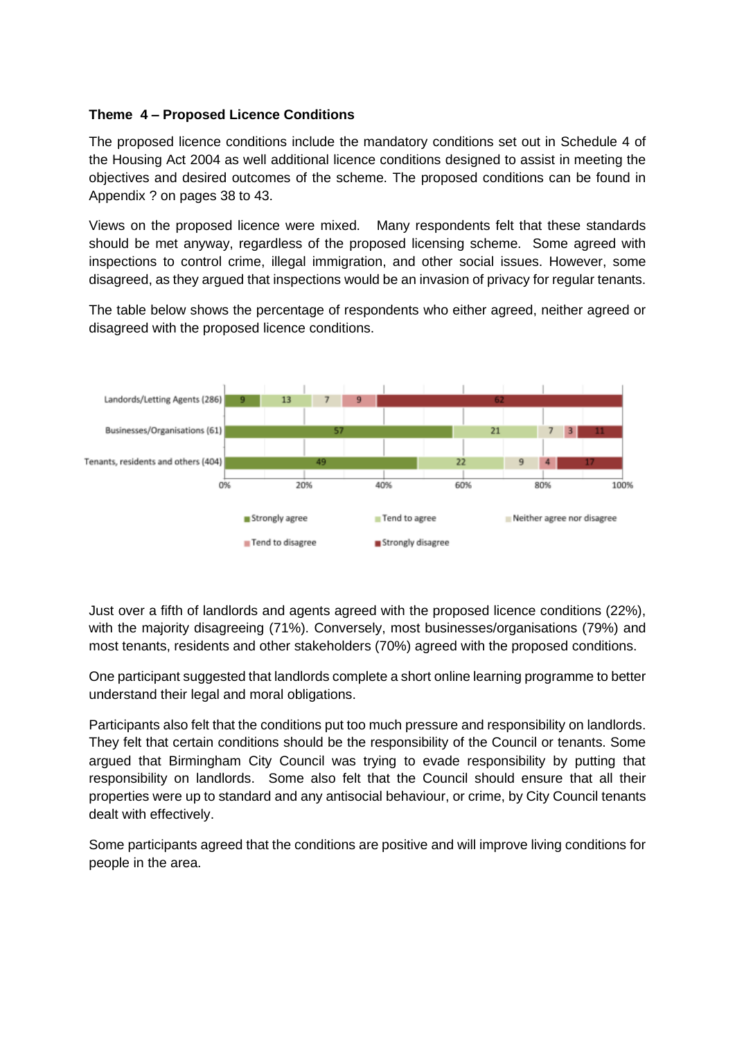**Theme 4 – Proposed Licence Conditions**

The proposed licence conditions include the mandatory conditions set out in Schedule 4 of the Housing Act 2004 as well additional licence conditions designed to assist in meeting the objectives and desired outcomes of the scheme. The proposed conditions can be found in Appendix ? on pages 38 to 43.

Views on the proposed licence were mixed. Many respondents felt that these standards should be met anyway, regardless of the proposed licensing scheme. Some agreed with inspections to control crime, illegal immigration, and other social issues. However, some disagreed, as they argued that inspections would be an invasion of privacy for regular tenants.

The table below shows the percentage of respondents who either agreed, neither agreed or disagreed with the proposed licence conditions.

| | Strongly agree | Tend to agree | Neither agree nor disagree | Tend to disagree | Strongly disagree |
|---|---|---|---|---|---|
| Landlords/Letting Agents (286) | 9 | 13 | 7 | 9 | 62 |
| Businesses/Organisations (61) | 57 | 21 | 7 | 3 | 11 |
| Tenants, residents and others (404) | 49 | 22 | 9 | 4 | 17 |

Just over a fifth of landlords and agents agreed with the proposed licence conditions (22%), with the majority disagreeing (71%). Conversely, most businesses/organisations (79%) and most tenants, residents and other stakeholders (70%) agreed with the proposed conditions.

One participant suggested that landlords complete a short online learning programme to better understand their legal and moral obligations.

Participants also felt that the conditions put too much pressure and responsibility on landlords. They felt that certain conditions should be the responsibility of the Council or tenants. Some argued that Birmingham City Council was trying to evade responsibility by putting that responsibility on landlords. Some also felt that the Council should ensure that all their properties were up to standard and any antisocial behaviour, or crime, by City Council tenants dealt with effectively.

Some participants agreed that the conditions are positive and will improve living conditions for people in the area.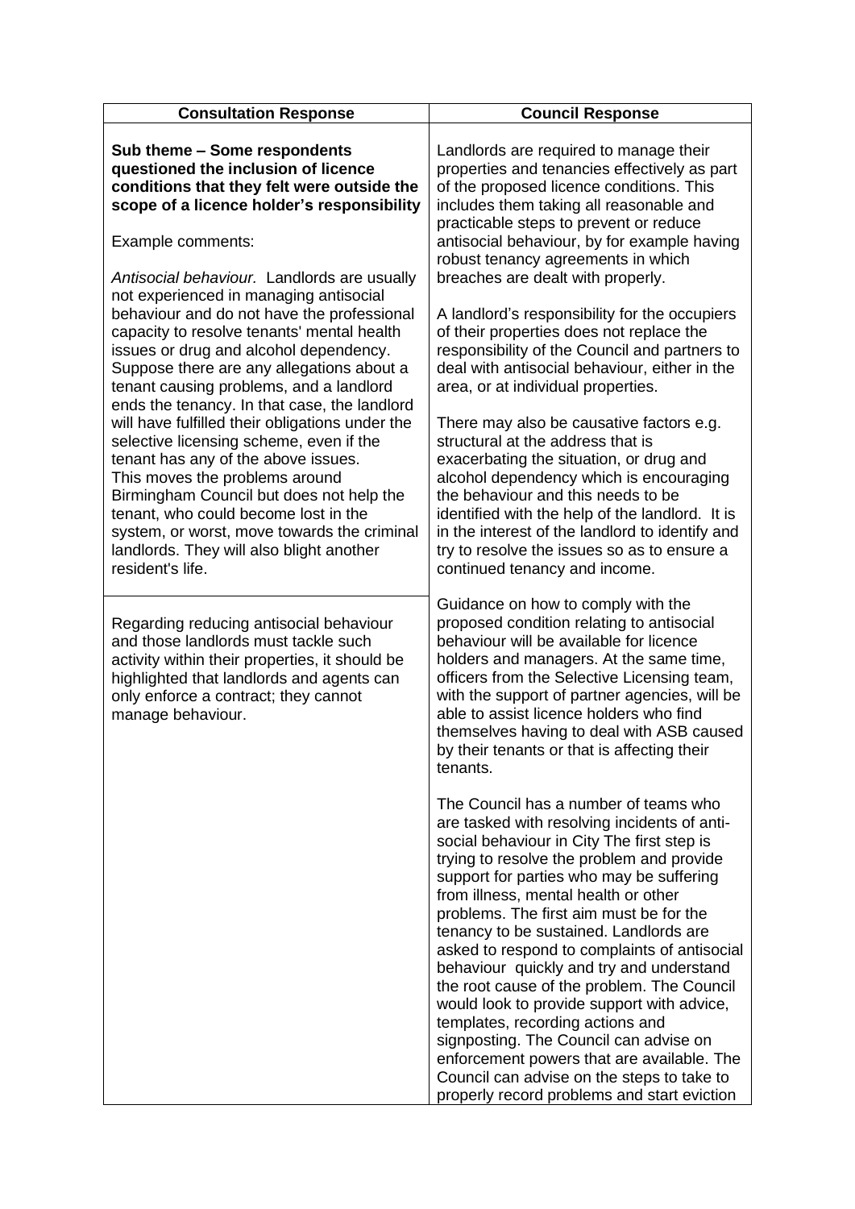| Consultation Response | Council Response |
|---|---|
| **Sub theme – Some respondents questioned the inclusion of licence conditions that they felt were outside the scope of a licence holder's responsibility**<br><br>Example comments:<br><br>*Antisocial behaviour.* Landlords are usually not experienced in managing antisocial behaviour and do not have the professional capacity to resolve tenants' mental health issues or drug and alcohol dependency. Suppose there are any allegations about a tenant causing problems, and a landlord ends the tenancy. In that case, the landlord will have fulfilled their obligations under the selective licensing scheme, even if the tenant has any of the above issues. This moves the problems around Birmingham Council but does not help the tenant, who could become lost in the system, or worst, move towards the criminal landlords. They will also blight another resident's life. | Landlords are required to manage their properties and tenancies effectively as part of the proposed licence conditions. This includes them taking all reasonable and practicable steps to prevent or reduce antisocial behaviour, by for example having robust tenancy agreements in which breaches are dealt with properly.<br><br>A landlord's responsibility for the occupiers of their properties does not replace the responsibility of the Council and partners to deal with antisocial behaviour, either in the area, or at individual properties.<br><br>There may also be causative factors e.g. structural at the address that is exacerbating the situation, or drug and alcohol dependency which is encouraging the behaviour and this needs to be identified with the help of the landlord. It is in the interest of the landlord to identify and try to resolve the issues so as to ensure a continued tenancy and income. |
| Regarding reducing antisocial behaviour and those landlords must tackle such activity within their properties, it should be highlighted that landlords and agents can only enforce a contract; they cannot manage behaviour. | Guidance on how to comply with the proposed condition relating to antisocial behaviour will be available for licence holders and managers. At the same time, officers from the Selective Licensing team, with the support of partner agencies, will be able to assist licence holders who find themselves having to deal with ASB caused by their tenants or that is affecting their tenants.<br><br>The Council has a number of teams who are tasked with resolving incidents of anti-social behaviour in City The first step is trying to resolve the problem and provide support for parties who may be suffering from illness, mental health or other problems. The first aim must be for the tenancy to be sustained. Landlords are asked to respond to complaints of antisocial behaviour quickly and try and understand the root cause of the problem. The Council would look to provide support with advice, templates, recording actions and signposting. The Council can advise on enforcement powers that are available. The Council can advise on the steps to take to properly record problems and start eviction |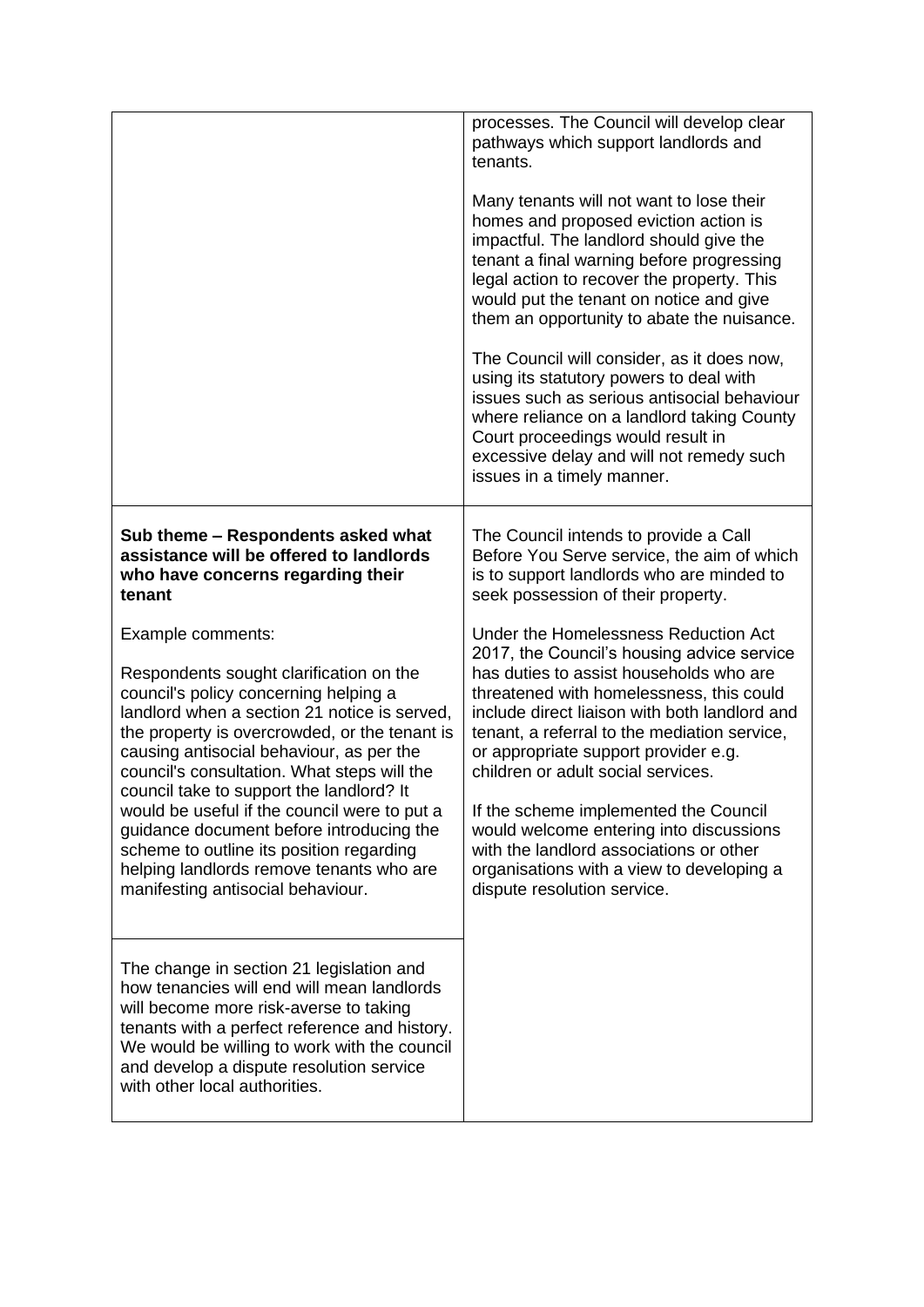| | |
|---|---|
| | processes. The Council will develop clear pathways which support landlords and tenants.<br><br>Many tenants will not want to lose their homes and proposed eviction action is impactful. The landlord should give the tenant a final warning before progressing legal action to recover the property. This would put the tenant on notice and give them an opportunity to abate the nuisance.<br><br>The Council will consider, as it does now, using its statutory powers to deal with issues such as serious antisocial behaviour where reliance on a landlord taking County Court proceedings would result in excessive delay and will not remedy such issues in a timely manner. |
| **Sub theme – Respondents asked what assistance will be offered to landlords who have concerns regarding their tenant**<br><br>Example comments:<br><br>Respondents sought clarification on the council's policy concerning helping a landlord when a section 21 notice is served, the property is overcrowded, or the tenant is causing antisocial behaviour, as per the council's consultation. What steps will the council take to support the landlord? It would be useful if the council were to put a guidance document before introducing the scheme to outline its position regarding helping landlords remove tenants who are manifesting antisocial behaviour.<br><br>The change in section 21 legislation and how tenancies will end will mean landlords will become more risk-averse to taking tenants with a perfect reference and history. We would be willing to work with the council and develop a dispute resolution service with other local authorities. | The Council intends to provide a Call Before You Serve service, the aim of which is to support landlords who are minded to seek possession of their property.<br><br>Under the Homelessness Reduction Act 2017, the Council's housing advice service has duties to assist households who are threatened with homelessness, this could include direct liaison with both landlord and tenant, a referral to the mediation service, or appropriate support provider e.g. children or adult social services.<br><br>If the scheme implemented the Council would welcome entering into discussions with the landlord associations or other organisations with a view to developing a dispute resolution service. |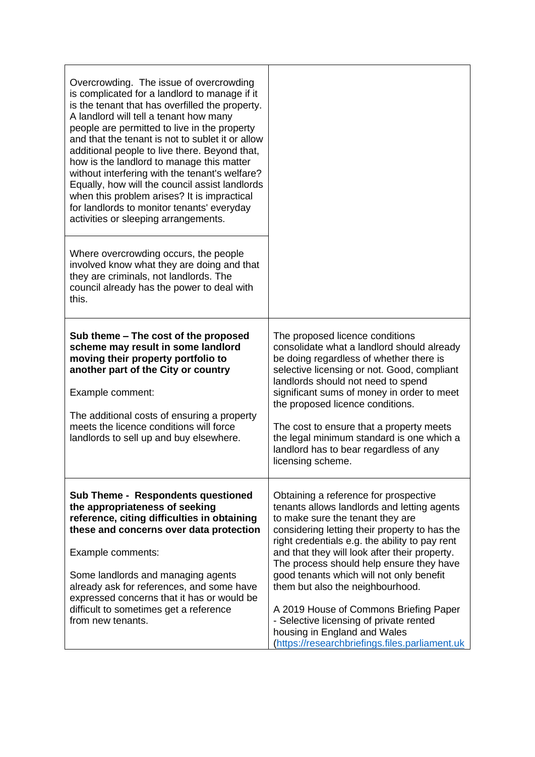| | |
|---|---|
| Overcrowding. The issue of overcrowding is complicated for a landlord to manage if it is the tenant that has overfilled the property. A landlord will tell a tenant how many people are permitted to live in the property and that the tenant is not to sublet it or allow additional people to live there. Beyond that, how is the landlord to manage this matter without interfering with the tenant's welfare? Equally, how will the council assist landlords when this problem arises? It is impractical for landlords to monitor tenants' everyday activities or sleeping arrangements.<br><br>Where overcrowding occurs, the people involved know what they are doing and that they are criminals, not landlords. The council already has the power to deal with this. | |
| **Sub theme – The cost of the proposed scheme may result in some landlord moving their property portfolio to another part of the City or country**<br><br>Example comment:<br><br>The additional costs of ensuring a property meets the licence conditions will force landlords to sell up and buy elsewhere. | The proposed licence conditions consolidate what a landlord should already be doing regardless of whether there is selective licensing or not. Good, compliant landlords should not need to spend significant sums of money in order to meet the proposed licence conditions.<br><br>The cost to ensure that a property meets the legal minimum standard is one which a landlord has to bear regardless of any licensing scheme. |
| **Sub Theme - Respondents questioned the appropriateness of seeking reference, citing difficulties in obtaining these and concerns over data protection**<br><br>Example comments:<br><br>Some landlords and managing agents already ask for references, and some have expressed concerns that it has or would be difficult to sometimes get a reference from new tenants. | Obtaining a reference for prospective tenants allows landlords and letting agents to make sure the tenant they are considering letting their property to has the right credentials e.g. the ability to pay rent and that they will look after their property. The process should help ensure they have good tenants which will not only benefit them but also the neighbourhood.<br><br>A 2019 House of Commons Briefing Paper - Selective licensing of private rented housing in England and Wales (https://researchbriefings.files.parliament.uk |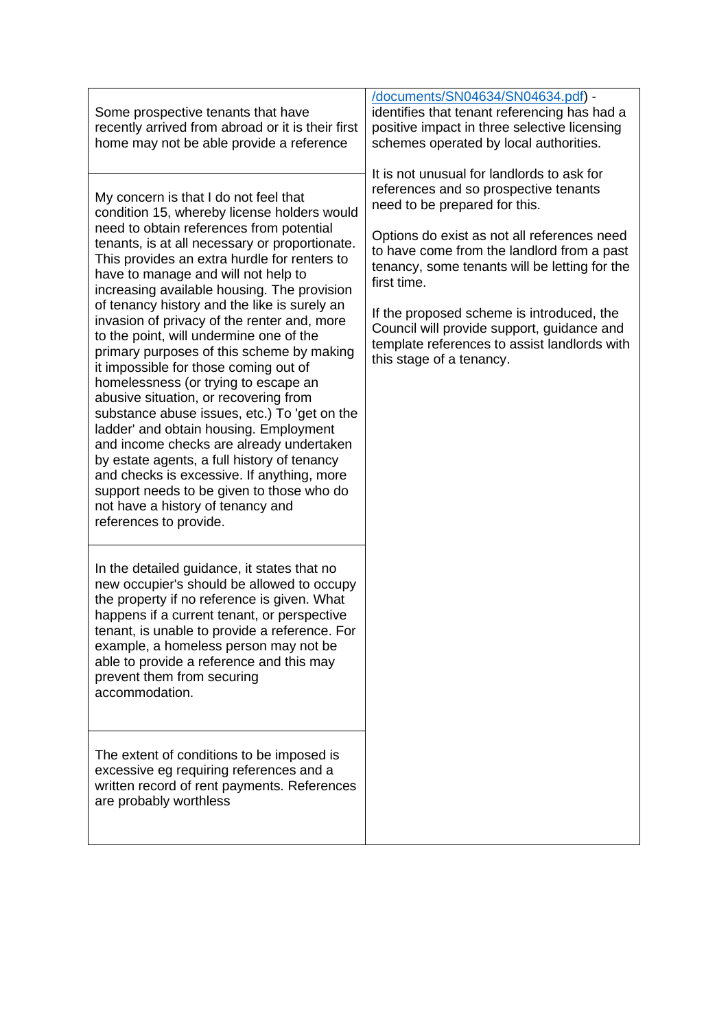| | |
|---|---|
| Some prospective tenants that have recently arrived from abroad or it is their first home may not be able provide a reference | /documents/SN04634/SN04634.pdf) - identifies that tenant referencing has had a positive impact in three selective licensing schemes operated by local authorities.<br><br>It is not unusual for landlords to ask for references and so prospective tenants need to be prepared for this.<br><br>Options do exist as not all references need to have come from the landlord from a past tenancy, some tenants will be letting for the first time.<br><br>If the proposed scheme is introduced, the Council will provide support, guidance and template references to assist landlords with this stage of a tenancy. |
| My concern is that I do not feel that condition 15, whereby license holders would need to obtain references from potential tenants, is at all necessary or proportionate. This provides an extra hurdle for renters to have to manage and will not help to increasing available housing. The provision of tenancy history and the like is surely an invasion of privacy of the renter and, more to the point, will undermine one of the primary purposes of this scheme by making it impossible for those coming out of homelessness (or trying to escape an abusive situation, or recovering from substance abuse issues, etc.) To 'get on the ladder' and obtain housing. Employment and income checks are already undertaken by estate agents, a full history of tenancy and checks is excessive. If anything, more support needs to be given to those who do not have a history of tenancy and references to provide. | |
| In the detailed guidance, it states that no new occupier's should be allowed to occupy the property if no reference is given. What happens if a current tenant, or perspective tenant, is unable to provide a reference. For example, a homeless person may not be able to provide a reference and this may prevent them from securing accommodation. | |
| The extent of conditions to be imposed is excessive eg requiring references and a written record of rent payments. References are probably worthless | |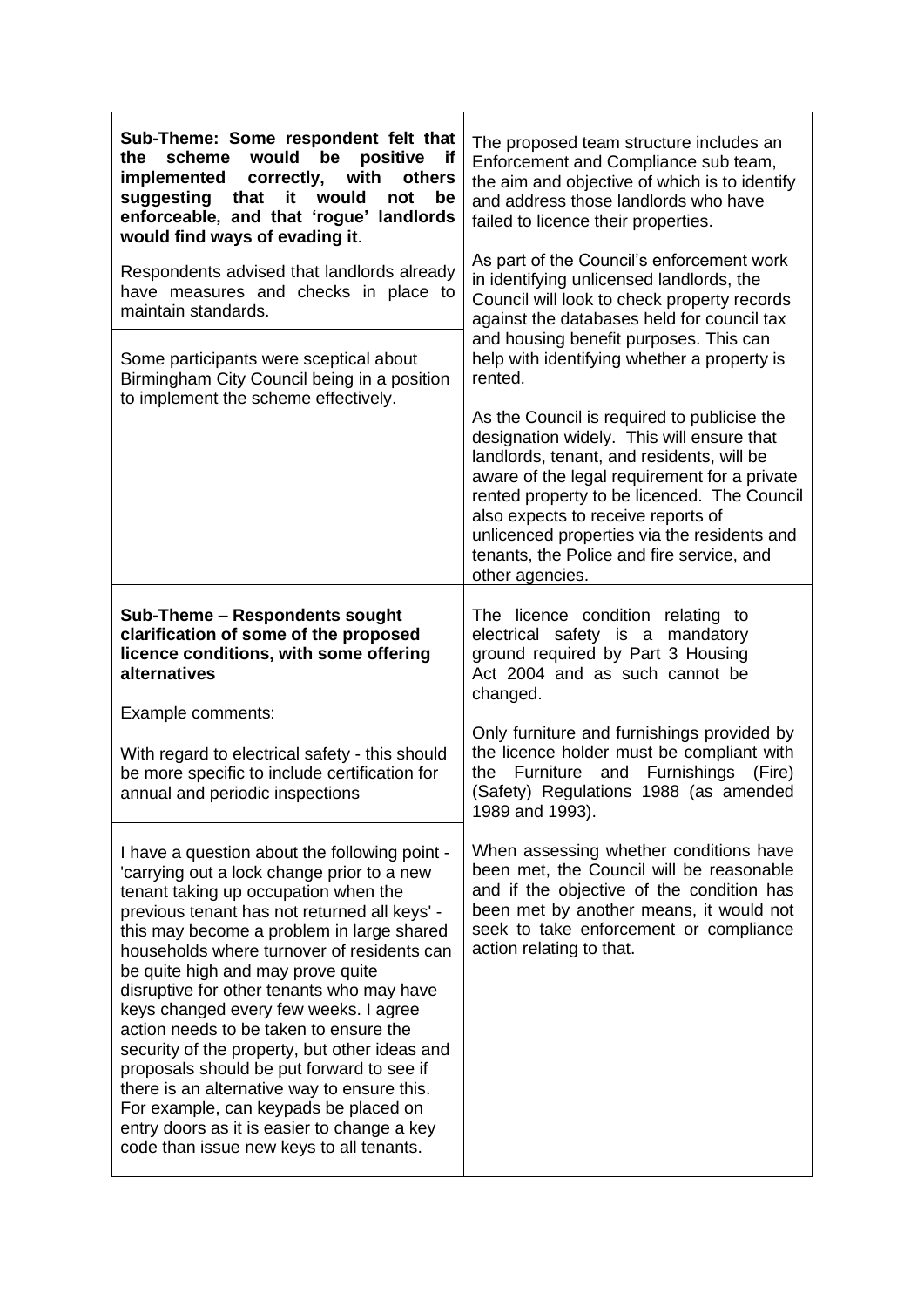| | |
|---|---|
| **Sub-Theme: Some respondent felt that the scheme would be positive if implemented correctly, with others suggesting that it would not be enforceable, and that 'rogue' landlords would find ways of evading it**.<br><br>Respondents advised that landlords already have measures and checks in place to maintain standards. | The proposed team structure includes an Enforcement and Compliance sub team, the aim and objective of which is to identify and address those landlords who have failed to licence their properties.<br><br>As part of the Council's enforcement work in identifying unlicensed landlords, the Council will look to check property records against the databases held for council tax and housing benefit purposes. This can help with identifying whether a property is rented.<br><br>As the Council is required to publicise the designation widely. This will ensure that landlords, tenant, and residents, will be aware of the legal requirement for a private rented property to be licenced. The Council also expects to receive reports of unlicenced properties via the residents and tenants, the Police and fire service, and other agencies. |
| Some participants were sceptical about Birmingham City Council being in a position to implement the scheme effectively. | |
| **Sub-Theme – Respondents sought clarification of some of the proposed licence conditions, with some offering alternatives**<br><br>Example comments:<br><br>With regard to electrical safety - this should be more specific to include certification for annual and periodic inspections | The licence condition relating to electrical safety is a mandatory ground required by Part 3 Housing Act 2004 and as such cannot be changed.<br><br>Only furniture and furnishings provided by the licence holder must be compliant with the Furniture and Furnishings (Fire) (Safety) Regulations 1988 (as amended 1989 and 1993).<br><br>When assessing whether conditions have been met, the Council will be reasonable and if the objective of the condition has been met by another means, it would not seek to take enforcement or compliance action relating to that. |
| I have a question about the following point - 'carrying out a lock change prior to a new tenant taking up occupation when the previous tenant has not returned all keys' - this may become a problem in large shared households where turnover of residents can be quite high and may prove quite disruptive for other tenants who may have keys changed every few weeks. I agree action needs to be taken to ensure the security of the property, but other ideas and proposals should be put forward to see if there is an alternative way to ensure this. For example, can keypads be placed on entry doors as it is easier to change a key code than issue new keys to all tenants. | |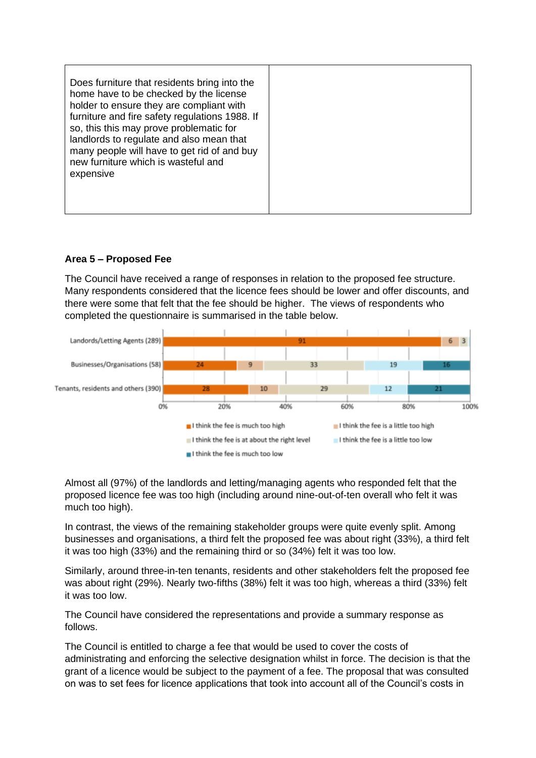| Does furniture that residents bring into the home have to be checked by the license holder to ensure they are compliant with furniture and fire safety regulations 1988. If so, this this may prove problematic for landlords to regulate and also mean that many people will have to get rid of and buy new furniture which is wasteful and expensive | |
|---|---|

**Area 5 – Proposed Fee**

The Council have received a range of responses in relation to the proposed fee structure. Many respondents considered that the licence fees should be lower and offer discounts, and there were some that felt that the fee should be higher. The views of respondents who completed the questionnaire is summarised in the table below.

| | I think the fee is much too high | I think the fee is a little too high | I think the fee is at about the right level | I think the fee is a little too low | I think the fee is much too low |
|---|---|---|---|---|---|
| Landords/Letting Agents (289) | 91 | 6 | 3 | | |
| Businesses/Organisations (58) | 24 | 9 | 33 | 19 | 16 |
| Tenants, residents and others (390) | 28 | 10 | 29 | 12 | 21 |

Almost all (97%) of the landlords and letting/managing agents who responded felt that the proposed licence fee was too high (including around nine-out-of-ten overall who felt it was much too high).

In contrast, the views of the remaining stakeholder groups were quite evenly split. Among businesses and organisations, a third felt the proposed fee was about right (33%), a third felt it was too high (33%) and the remaining third or so (34%) felt it was too low.

Similarly, around three-in-ten tenants, residents and other stakeholders felt the proposed fee was about right (29%). Nearly two-fifths (38%) felt it was too high, whereas a third (33%) felt it was too low.

The Council have considered the representations and provide a summary response as follows.

The Council is entitled to charge a fee that would be used to cover the costs of administrating and enforcing the selective designation whilst in force. The decision is that the grant of a licence would be subject to the payment of a fee. The proposal that was consulted on was to set fees for licence applications that took into account all of the Council's costs in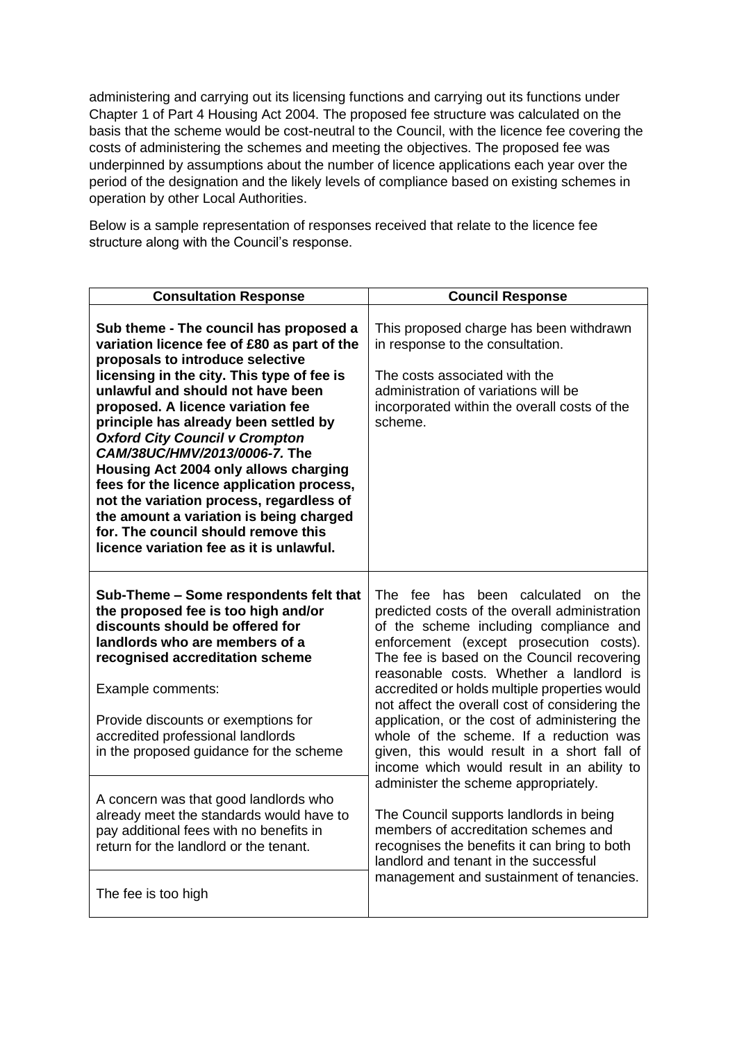administering and carrying out its licensing functions and carrying out its functions under Chapter 1 of Part 4 Housing Act 2004. The proposed fee structure was calculated on the basis that the scheme would be cost-neutral to the Council, with the licence fee covering the costs of administering the schemes and meeting the objectives. The proposed fee was underpinned by assumptions about the number of licence applications each year over the period of the designation and the likely levels of compliance based on existing schemes in operation by other Local Authorities.

Below is a sample representation of responses received that relate to the licence fee structure along with the Council's response.

| Consultation Response | Council Response |
|---|---|
| **Sub theme - The council has proposed a variation licence fee of £80 as part of the proposals to introduce selective licensing in the city. This type of fee is unlawful and should not have been proposed. A licence variation fee principle has already been settled by *Oxford City Council v Crompton CAM/38UC/HMV/2013/0006-7.* The Housing Act 2004 only allows charging fees for the licence application process, not the variation process, regardless of the amount a variation is being charged for. The council should remove this licence variation fee as it is unlawful.** | This proposed charge has been withdrawn in response to the consultation.<br><br>The costs associated with the administration of variations will be incorporated within the overall costs of the scheme. |
| **Sub-Theme – Some respondents felt that the proposed fee is too high and/or discounts should be offered for landlords who are members of a recognised accreditation scheme**<br><br>Example comments:<br><br>Provide discounts or exemptions for accredited professional landlords in the proposed guidance for the scheme<br><br>A concern was that good landlords who already meet the standards would have to pay additional fees with no benefits in return for the landlord or the tenant.<br><br>The fee is too high | The fee has been calculated on the predicted costs of the overall administration of the scheme including compliance and enforcement (except prosecution costs). The fee is based on the Council recovering reasonable costs. Whether a landlord is accredited or holds multiple properties would not affect the overall cost of considering the application, or the cost of administering the whole of the scheme. If a reduction was given, this would result in a short fall of income which would result in an ability to administer the scheme appropriately.<br><br>The Council supports landlords in being members of accreditation schemes and recognises the benefits it can bring to both landlord and tenant in the successful management and sustainment of tenancies. |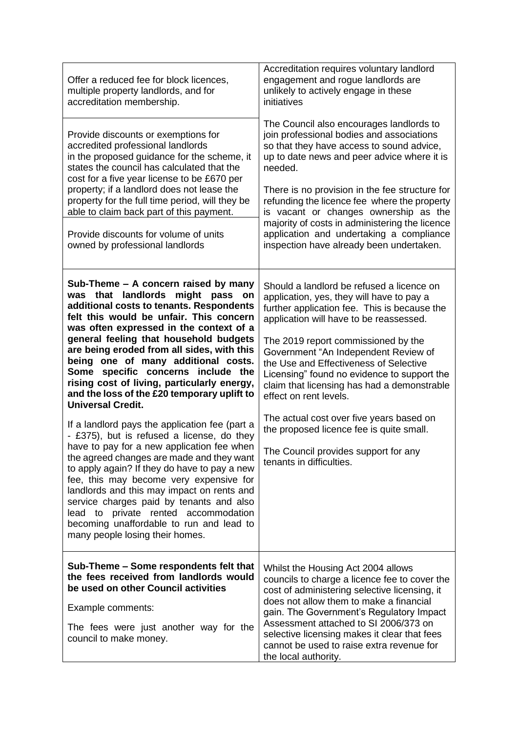| | |
|---|---|
| Offer a reduced fee for block licences, multiple property landlords, and for accreditation membership.<br><br>Provide discounts or exemptions for accredited professional landlords in the proposed guidance for the scheme, it states the council has calculated that the cost for a five year license to be £670 per property; if a landlord does not lease the property for the full time period, will they be able to claim back part of this payment.<br><br>Provide discounts for volume of units owned by professional landlords | Accreditation requires voluntary landlord engagement and rogue landlords are unlikely to actively engage in these initiatives<br><br>The Council also encourages landlords to join professional bodies and associations so that they have access to sound advice, up to date news and peer advice where it is needed.<br><br>There is no provision in the fee structure for refunding the licence fee where the property is vacant or changes ownership as the majority of costs in administering the licence application and undertaking a compliance inspection have already been undertaken. |
| **Sub-Theme – A concern raised by many was that landlords might pass on additional costs to tenants. Respondents felt this would be unfair. This concern was often expressed in the context of a general feeling that household budgets are being eroded from all sides, with this being one of many additional costs. Some specific concerns include the rising cost of living, particularly energy, and the loss of the £20 temporary uplift to Universal Credit.**<br><br>If a landlord pays the application fee (part a - £375), but is refused a license, do they have to pay for a new application fee when the agreed changes are made and they want to apply again? If they do have to pay a new fee, this may become very expensive for landlords and this may impact on rents and service charges paid by tenants and also lead to private rented accommodation becoming unaffordable to run and lead to many people losing their homes. | Should a landlord be refused a licence on application, yes, they will have to pay a further application fee. This is because the application will have to be reassessed.<br><br>The 2019 report commissioned by the Government "An Independent Review of the Use and Effectiveness of Selective Licensing" found no evidence to support the claim that licensing has had a demonstrable effect on rent levels.<br><br>The actual cost over five years based on the proposed licence fee is quite small.<br><br>The Council provides support for any tenants in difficulties. |
| **Sub-Theme – Some respondents felt that the fees received from landlords would be used on other Council activities**<br><br>Example comments:<br><br>The fees were just another way for the council to make money. | Whilst the Housing Act 2004 allows councils to charge a licence fee to cover the cost of administering selective licensing, it does not allow them to make a financial gain. The Government's Regulatory Impact Assessment attached to SI 2006/373 on selective licensing makes it clear that fees cannot be used to raise extra revenue for the local authority. |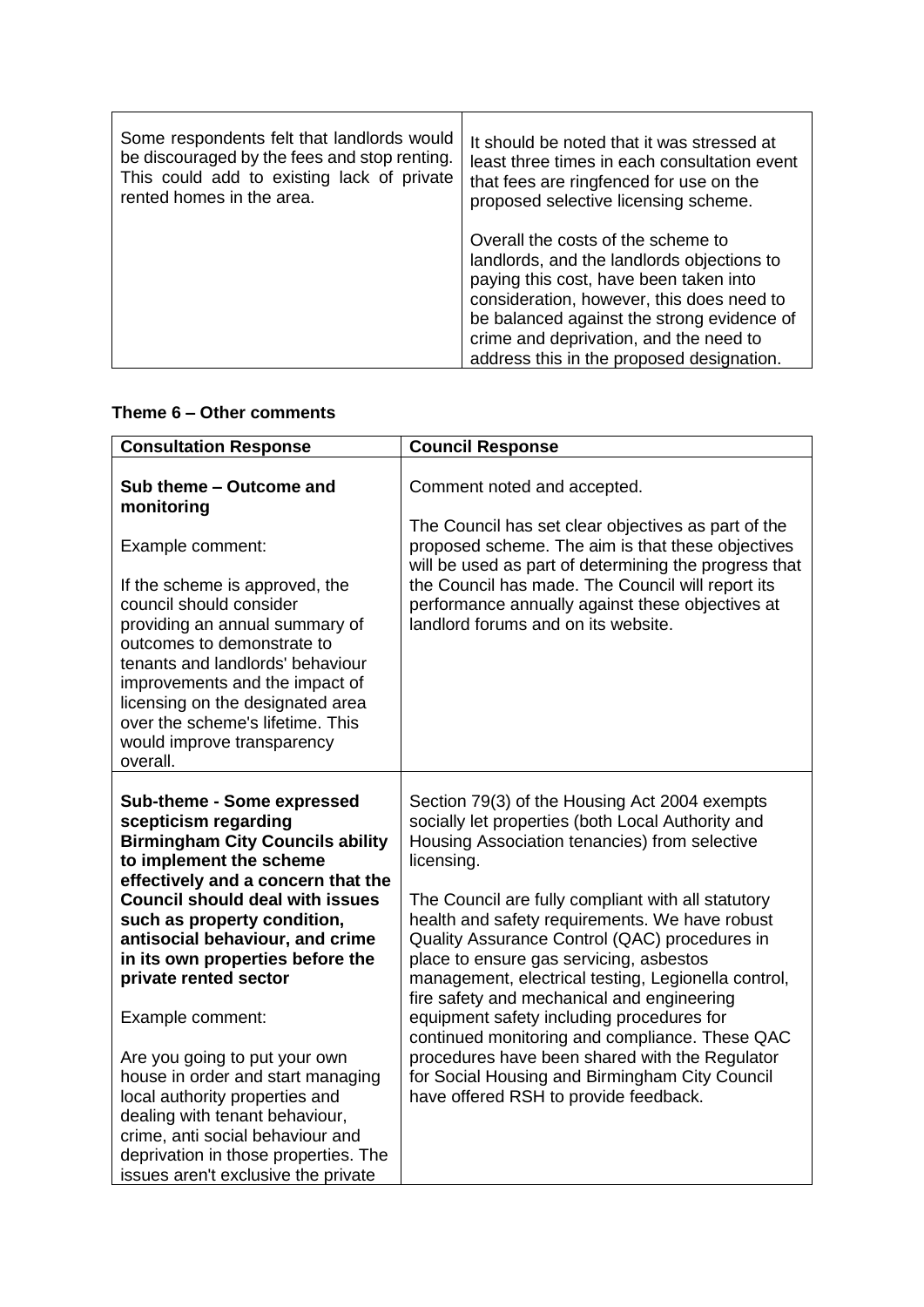| | |
|---|---|
| Some respondents felt that landlords would be discouraged by the fees and stop renting. This could add to existing lack of private rented homes in the area. | It should be noted that it was stressed at least three times in each consultation event that fees are ringfenced for use on the proposed selective licensing scheme.<br><br>Overall the costs of the scheme to landlords, and the landlords objections to paying this cost, have been taken into consideration, however, this does need to be balanced against the strong evidence of crime and deprivation, and the need to address this in the proposed designation. |

**Theme 6 – Other comments**

| Consultation Response | Council Response |
|---|---|
| **Sub theme – Outcome and monitoring**<br><br>Example comment:<br><br>If the scheme is approved, the council should consider providing an annual summary of outcomes to demonstrate to tenants and landlords' behaviour improvements and the impact of licensing on the designated area over the scheme's lifetime. This would improve transparency overall. | Comment noted and accepted.<br><br>The Council has set clear objectives as part of the proposed scheme. The aim is that these objectives will be used as part of determining the progress that the Council has made. The Council will report its performance annually against these objectives at landlord forums and on its website. |
| **Sub-theme - Some expressed scepticism regarding Birmingham City Councils ability to implement the scheme effectively and a concern that the Council should deal with issues such as property condition, antisocial behaviour, and crime in its own properties before the private rented sector**<br><br>Example comment:<br><br>Are you going to put your own house in order and start managing local authority properties and dealing with tenant behaviour, crime, anti social behaviour and deprivation in those properties. The issues aren't exclusive the private | Section 79(3) of the Housing Act 2004 exempts socially let properties (both Local Authority and Housing Association tenancies) from selective licensing.<br><br>The Council are fully compliant with all statutory health and safety requirements. We have robust Quality Assurance Control (QAC) procedures in place to ensure gas servicing, asbestos management, electrical testing, Legionella control, fire safety and mechanical and engineering equipment safety including procedures for continued monitoring and compliance. These QAC procedures have been shared with the Regulator for Social Housing and Birmingham City Council have offered RSH to provide feedback. |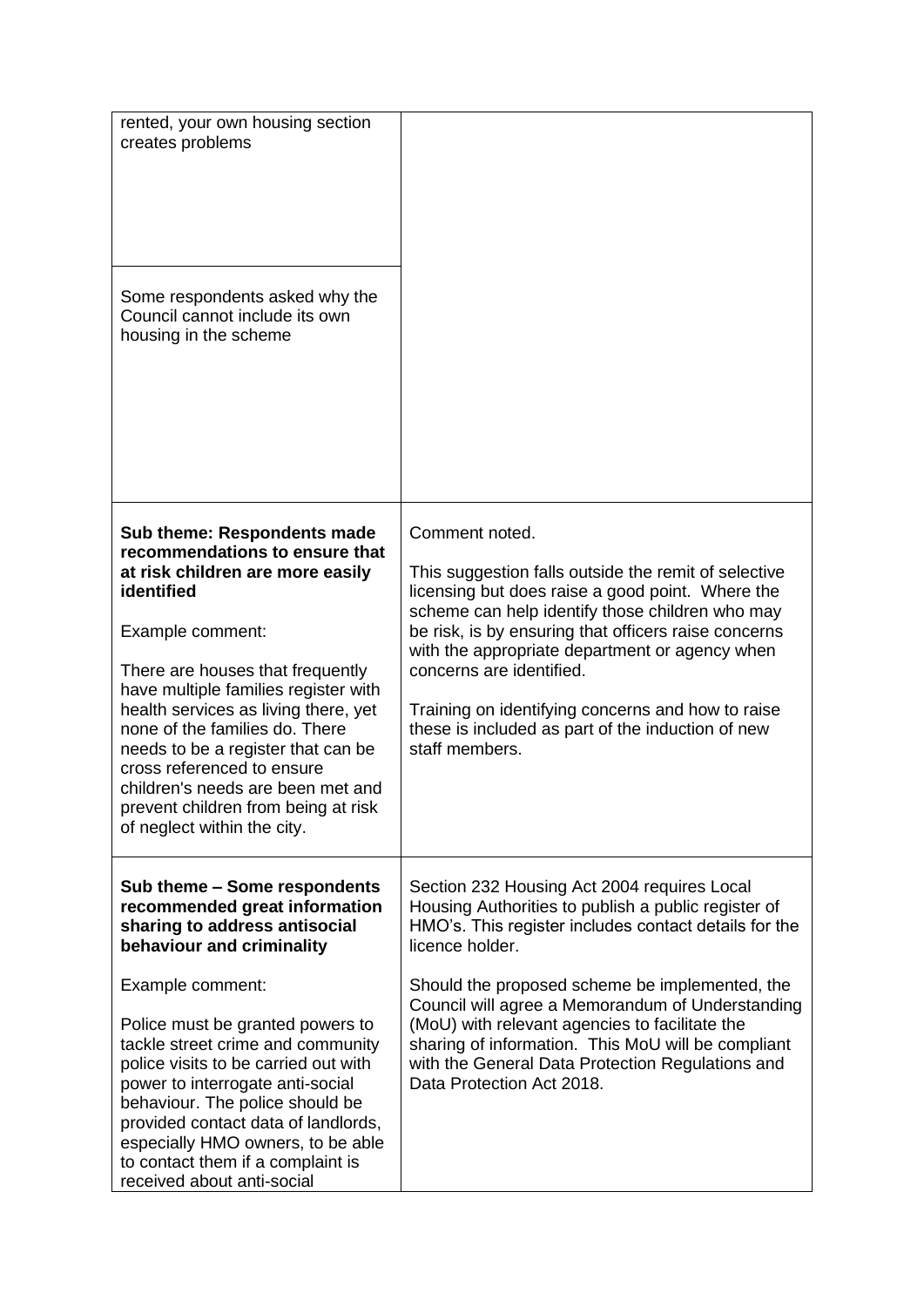| | |
|---|---|
| rented, your own housing section creates problems | |
| Some respondents asked why the Council cannot include its own housing in the scheme | |
| **Sub theme: Respondents made recommendations to ensure that at risk children are more easily identified**<br><br>Example comment:<br><br>There are houses that frequently have multiple families register with health services as living there, yet none of the families do. There needs to be a register that can be cross referenced to ensure children's needs are been met and prevent children from being at risk of neglect within the city. | Comment noted.<br><br>This suggestion falls outside the remit of selective licensing but does raise a good point. Where the scheme can help identify those children who may be risk, is by ensuring that officers raise concerns with the appropriate department or agency when concerns are identified.<br><br>Training on identifying concerns and how to raise these is included as part of the induction of new staff members. |
| **Sub theme – Some respondents recommended great information sharing to address antisocial behaviour and criminality**<br><br>Example comment:<br><br>Police must be granted powers to tackle street crime and community police visits to be carried out with power to interrogate anti-social behaviour. The police should be provided contact data of landlords, especially HMO owners, to be able to contact them if a complaint is received about anti-social | Section 232 Housing Act 2004 requires Local Housing Authorities to publish a public register of HMO's. This register includes contact details for the licence holder.<br><br>Should the proposed scheme be implemented, the Council will agree a Memorandum of Understanding (MoU) with relevant agencies to facilitate the sharing of information. This MoU will be compliant with the General Data Protection Regulations and Data Protection Act 2018. |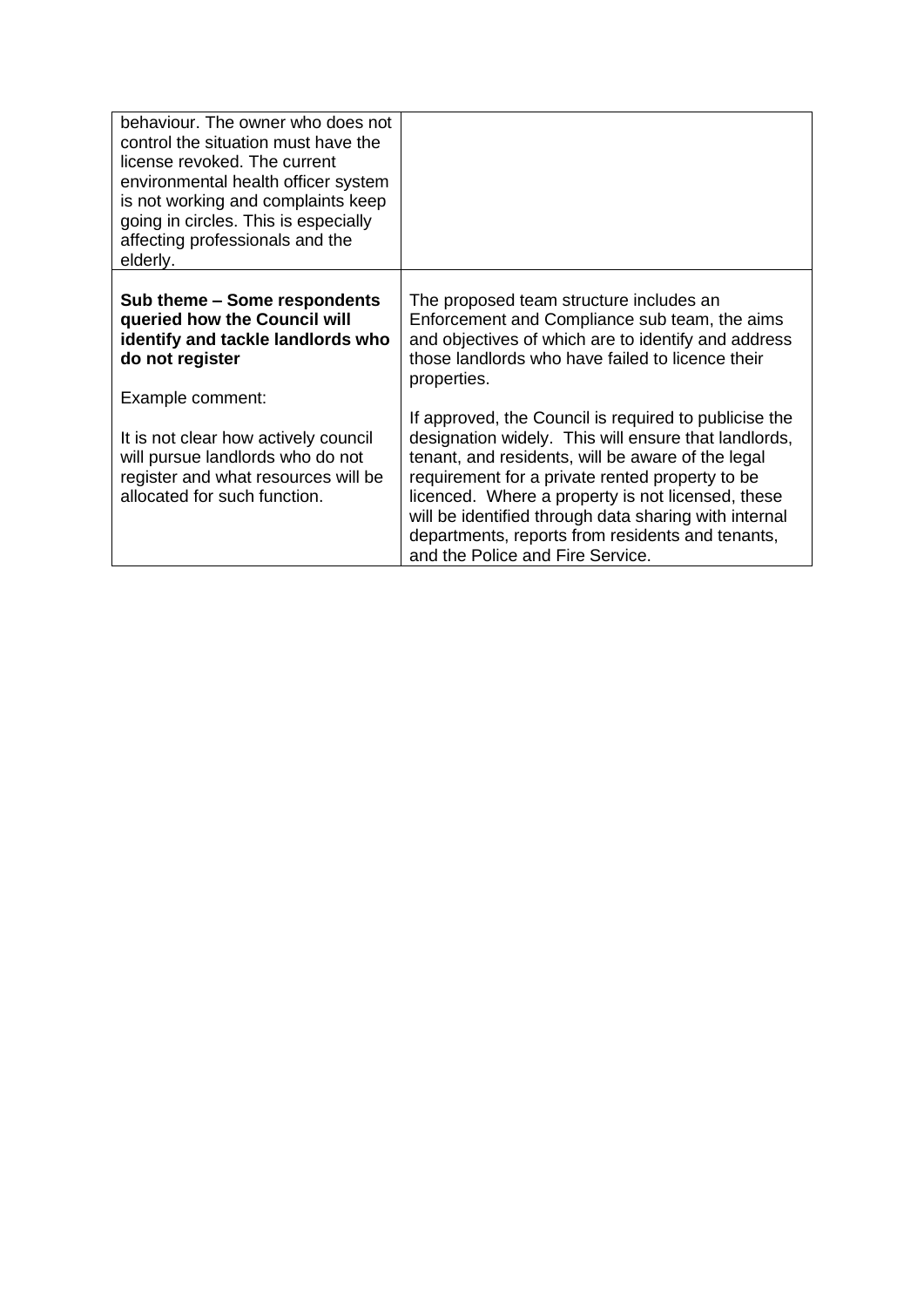| | |
|---|---|
| behaviour. The owner who does not control the situation must have the license revoked. The current environmental health officer system is not working and complaints keep going in circles. This is especially affecting professionals and the elderly. | |
| **Sub theme – Some respondents queried how the Council will identify and tackle landlords who do not register**<br><br>Example comment:<br><br>It is not clear how actively council will pursue landlords who do not register and what resources will be allocated for such function. | The proposed team structure includes an Enforcement and Compliance sub team, the aims and objectives of which are to identify and address those landlords who have failed to licence their properties.<br><br>If approved, the Council is required to publicise the designation widely. This will ensure that landlords, tenant, and residents, will be aware of the legal requirement for a private rented property to be licenced. Where a property is not licensed, these will be identified through data sharing with internal departments, reports from residents and tenants, and the Police and Fire Service. |